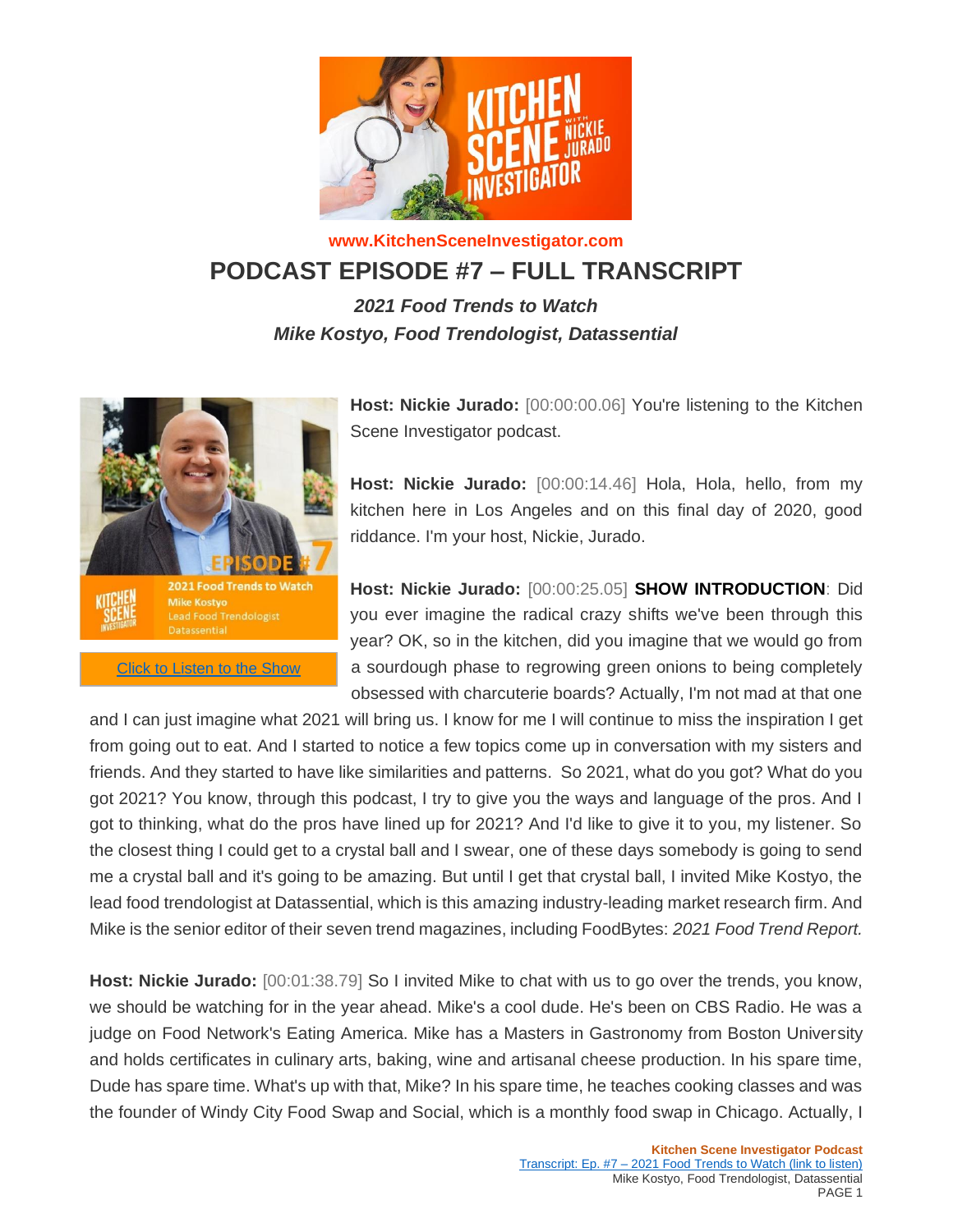**www.KitchenSceneInvestigator.com**

# PODCAST EPISODE #7 – FULL TRANSCRIPT

***2021 Food Trends to Watch***
***Mike Kostyo, Food Trendologist, Datassential***

Click to Listen to the Show

**Host: Nickie Jurado:** [00:00:00.06] You're listening to the Kitchen Scene Investigator podcast.

**Host: Nickie Jurado:** [00:00:14.46] Hola, Hola, hello, from my kitchen here in Los Angeles and on this final day of 2020, good riddance. I'm your host, Nickie, Jurado.

**Host: Nickie Jurado:** [00:00:25.05] **SHOW INTRODUCTION**: Did you ever imagine the radical crazy shifts we've been through this year? OK, so in the kitchen, did you imagine that we would go from a sourdough phase to regrowing green onions to being completely obsessed with charcuterie boards? Actually, I'm not mad at that one and I can just imagine what 2021 will bring us. I know for me I will continue to miss the inspiration I get from going out to eat. And I started to notice a few topics come up in conversation with my sisters and friends. And they started to have like similarities and patterns. So 2021, what do you got? What do you got 2021? You know, through this podcast, I try to give you the ways and language of the pros. And I got to thinking, what do the pros have lined up for 2021? And I'd like to give it to you, my listener. So the closest thing I could get to a crystal ball and I swear, one of these days somebody is going to send me a crystal ball and it's going to be amazing. But until I get that crystal ball, I invited Mike Kostyo, the lead food trendologist at Datassential, which is this amazing industry-leading market research firm. And Mike is the senior editor of their seven trend magazines, including FoodBytes: *2021 Food Trend Report.*

**Host: Nickie Jurado:** [00:01:38.79] So I invited Mike to chat with us to go over the trends, you know, we should be watching for in the year ahead. Mike's a cool dude. He's been on CBS Radio. He was a judge on Food Network's Eating America. Mike has a Masters in Gastronomy from Boston University and holds certificates in culinary arts, baking, wine and artisanal cheese production. In his spare time, Dude has spare time. What's up with that, Mike? In his spare time, he teaches cooking classes and was the founder of Windy City Food Swap and Social, which is a monthly food swap in Chicago. Actually, I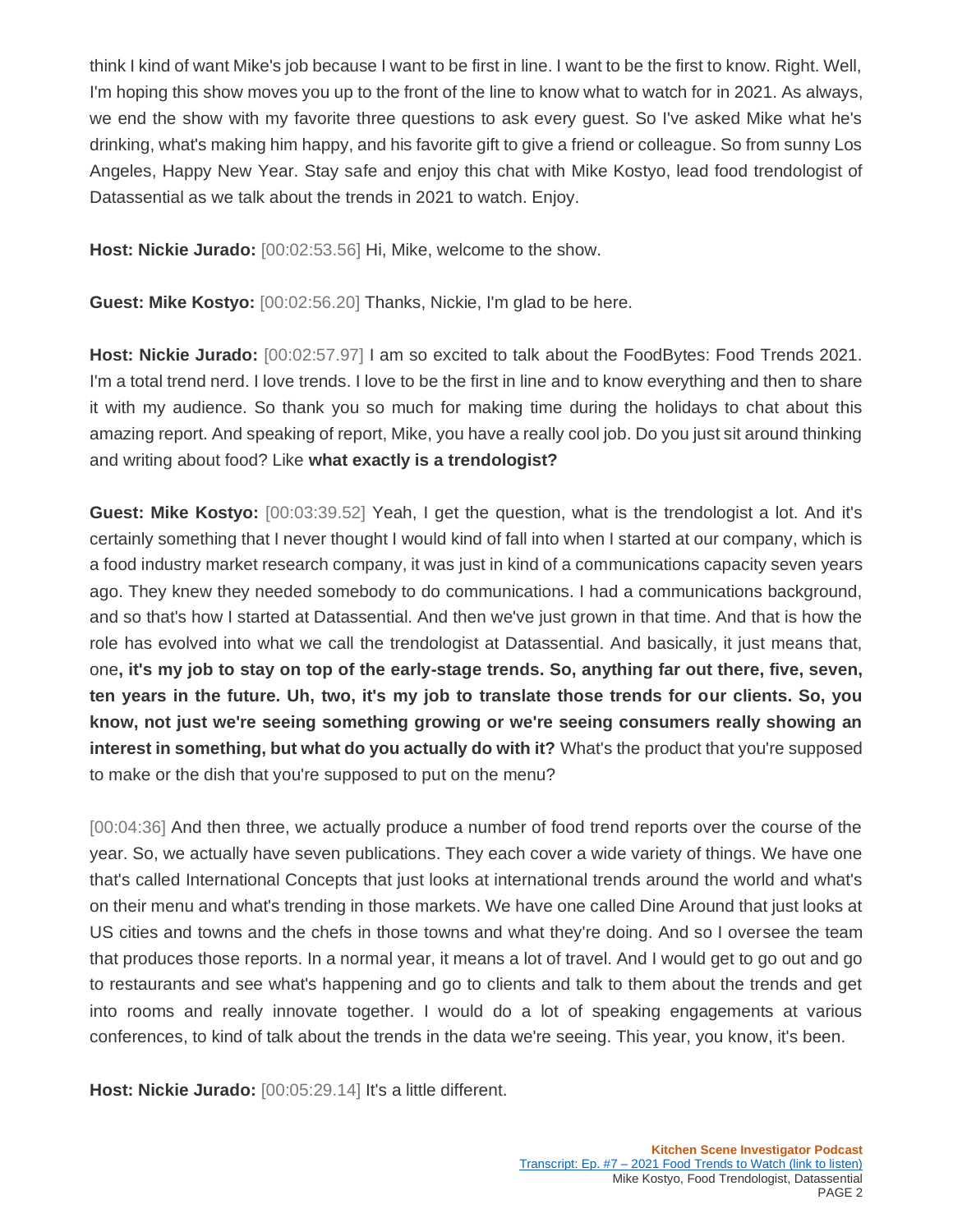think I kind of want Mike's job because I want to be first in line. I want to be the first to know. Right. Well, I'm hoping this show moves you up to the front of the line to know what to watch for in 2021. As always, we end the show with my favorite three questions to ask every guest. So I've asked Mike what he's drinking, what's making him happy, and his favorite gift to give a friend or colleague. So from sunny Los Angeles, Happy New Year. Stay safe and enjoy this chat with Mike Kostyo, lead food trendologist of Datassential as we talk about the trends in 2021 to watch. Enjoy.

**Host: Nickie Jurado:** [00:02:53.56] Hi, Mike, welcome to the show.

**Guest: Mike Kostyo:** [00:02:56.20] Thanks, Nickie, I'm glad to be here.

**Host: Nickie Jurado:** [00:02:57.97] I am so excited to talk about the FoodBytes: Food Trends 2021. I'm a total trend nerd. I love trends. I love to be the first in line and to know everything and then to share it with my audience. So thank you so much for making time during the holidays to chat about this amazing report. And speaking of report, Mike, you have a really cool job. Do you just sit around thinking and writing about food? Like **what exactly is a trendologist?**

**Guest: Mike Kostyo:** [00:03:39.52] Yeah, I get the question, what is the trendologist a lot. And it's certainly something that I never thought I would kind of fall into when I started at our company, which is a food industry market research company, it was just in kind of a communications capacity seven years ago. They knew they needed somebody to do communications. I had a communications background, and so that's how I started at Datassential. And then we've just grown in that time. And that is how the role has evolved into what we call the trendologist at Datassential. And basically, it just means that, one**, it's my job to stay on top of the early-stage trends. So, anything far out there, five, seven, ten years in the future. Uh, two, it's my job to translate those trends for our clients. So, you know, not just we're seeing something growing or we're seeing consumers really showing an interest in something, but what do you actually do with it?** What's the product that you're supposed to make or the dish that you're supposed to put on the menu?

[00:04:36] And then three, we actually produce a number of food trend reports over the course of the year. So, we actually have seven publications. They each cover a wide variety of things. We have one that's called International Concepts that just looks at international trends around the world and what's on their menu and what's trending in those markets. We have one called Dine Around that just looks at US cities and towns and the chefs in those towns and what they're doing. And so I oversee the team that produces those reports. In a normal year, it means a lot of travel. And I would get to go out and go to restaurants and see what's happening and go to clients and talk to them about the trends and get into rooms and really innovate together. I would do a lot of speaking engagements at various conferences, to kind of talk about the trends in the data we're seeing. This year, you know, it's been.

**Host: Nickie Jurado:** [00:05:29.14] It's a little different.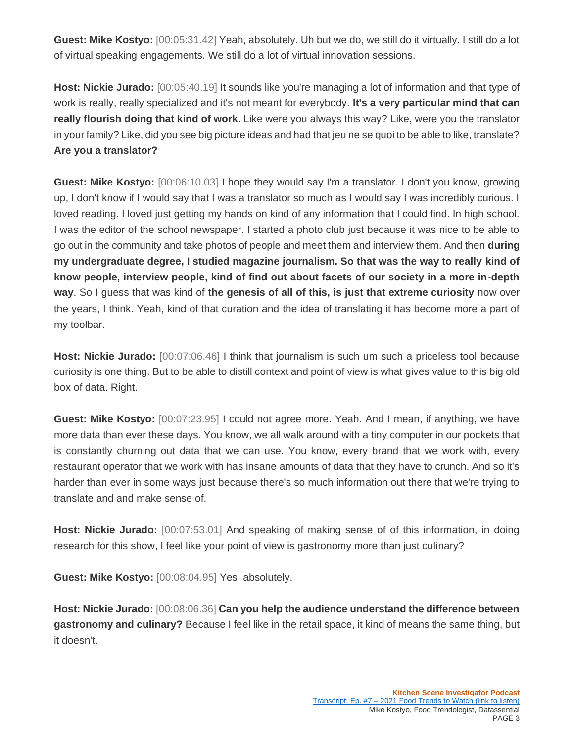**Guest: Mike Kostyo:** [00:05:31.42] Yeah, absolutely. Uh but we do, we still do it virtually. I still do a lot of virtual speaking engagements. We still do a lot of virtual innovation sessions.

**Host: Nickie Jurado:** [00:05:40.19] It sounds like you're managing a lot of information and that type of work is really, really specialized and it's not meant for everybody. **It's a very particular mind that can really flourish doing that kind of work.** Like were you always this way? Like, were you the translator in your family? Like, did you see big picture ideas and had that jeu ne se quoi to be able to like, translate? **Are you a translator?**

**Guest: Mike Kostyo:** [00:06:10.03] I hope they would say I'm a translator. I don't you know, growing up, I don't know if I would say that I was a translator so much as I would say I was incredibly curious. I loved reading. I loved just getting my hands on kind of any information that I could find. In high school. I was the editor of the school newspaper. I started a photo club just because it was nice to be able to go out in the community and take photos of people and meet them and interview them. And then **during my undergraduate degree, I studied magazine journalism. So that was the way to really kind of know people, interview people, kind of find out about facets of our society in a more in-depth way**. So I guess that was kind of **the genesis of all of this, is just that extreme curiosity** now over the years, I think. Yeah, kind of that curation and the idea of translating it has become more a part of my toolbar.

**Host: Nickie Jurado:** [00:07:06.46] I think that journalism is such um such a priceless tool because curiosity is one thing. But to be able to distill context and point of view is what gives value to this big old box of data. Right.

**Guest: Mike Kostyo:** [00:07:23.95] I could not agree more. Yeah. And I mean, if anything, we have more data than ever these days. You know, we all walk around with a tiny computer in our pockets that is constantly churning out data that we can use. You know, every brand that we work with, every restaurant operator that we work with has insane amounts of data that they have to crunch. And so it's harder than ever in some ways just because there's so much information out there that we're trying to translate and and make sense of.

**Host: Nickie Jurado:** [00:07:53.01] And speaking of making sense of of this information, in doing research for this show, I feel like your point of view is gastronomy more than just culinary?

**Guest: Mike Kostyo:** [00:08:04.95] Yes, absolutely.

**Host: Nickie Jurado:** [00:08:06.36] **Can you help the audience understand the difference between gastronomy and culinary?** Because I feel like in the retail space, it kind of means the same thing, but it doesn't.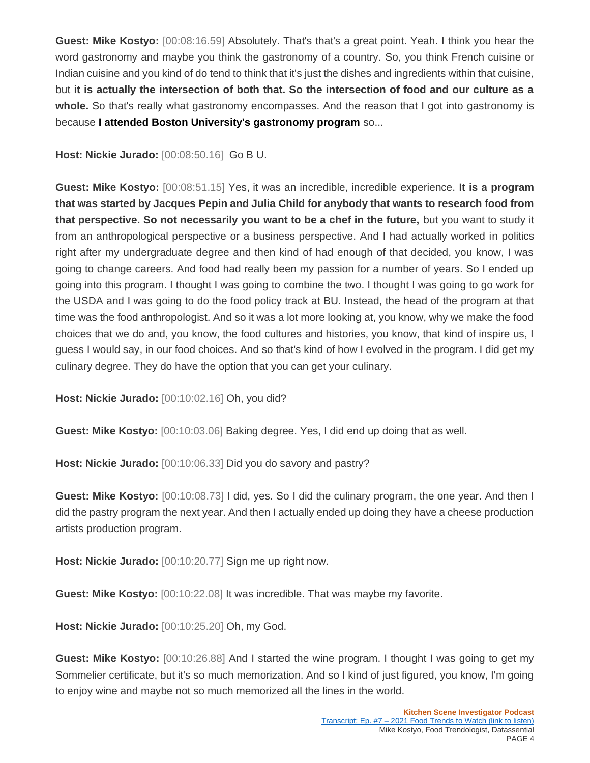**Guest: Mike Kostyo:** [00:08:16.59] Absolutely. That's that's a great point. Yeah. I think you hear the word gastronomy and maybe you think the gastronomy of a country. So, you think French cuisine or Indian cuisine and you kind of do tend to think that it's just the dishes and ingredients within that cuisine, but **it is actually the intersection of both that. So the intersection of food and our culture as a whole.** So that's really what gastronomy encompasses. And the reason that I got into gastronomy is because **I attended Boston University's gastronomy program** so...

**Host: Nickie Jurado:** [00:08:50.16] Go B U.

**Guest: Mike Kostyo:** [00:08:51.15] Yes, it was an incredible, incredible experience. **It is a program that was started by Jacques Pepin and Julia Child for anybody that wants to research food from that perspective. So not necessarily you want to be a chef in the future,** but you want to study it from an anthropological perspective or a business perspective. And I had actually worked in politics right after my undergraduate degree and then kind of had enough of that decided, you know, I was going to change careers. And food had really been my passion for a number of years. So I ended up going into this program. I thought I was going to combine the two. I thought I was going to go work for the USDA and I was going to do the food policy track at BU. Instead, the head of the program at that time was the food anthropologist. And so it was a lot more looking at, you know, why we make the food choices that we do and, you know, the food cultures and histories, you know, that kind of inspire us, I guess I would say, in our food choices. And so that's kind of how I evolved in the program. I did get my culinary degree. They do have the option that you can get your culinary.

**Host: Nickie Jurado:** [00:10:02.16] Oh, you did?

**Guest: Mike Kostyo:** [00:10:03.06] Baking degree. Yes, I did end up doing that as well.

**Host: Nickie Jurado:** [00:10:06.33] Did you do savory and pastry?

**Guest: Mike Kostyo:** [00:10:08.73] I did, yes. So I did the culinary program, the one year. And then I did the pastry program the next year. And then I actually ended up doing they have a cheese production artists production program.

**Host: Nickie Jurado:** [00:10:20.77] Sign me up right now.

**Guest: Mike Kostyo:** [00:10:22.08] It was incredible. That was maybe my favorite.

**Host: Nickie Jurado:** [00:10:25.20] Oh, my God.

**Guest: Mike Kostyo:** [00:10:26.88] And I started the wine program. I thought I was going to get my Sommelier certificate, but it's so much memorization. And so I kind of just figured, you know, I'm going to enjoy wine and maybe not so much memorized all the lines in the world.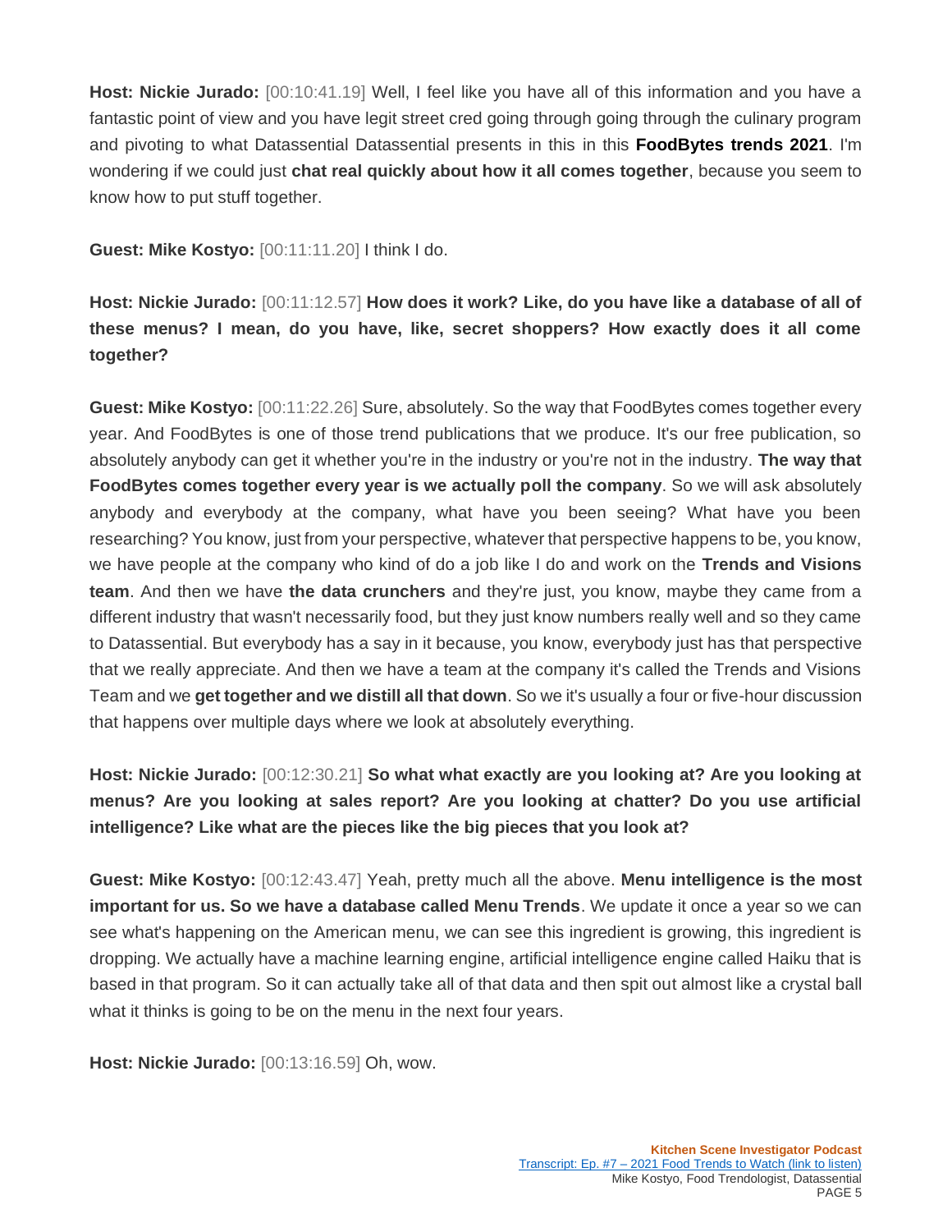**Host: Nickie Jurado:** [00:10:41.19] Well, I feel like you have all of this information and you have a fantastic point of view and you have legit street cred going through going through the culinary program and pivoting to what Datassential Datassential presents in this in this **FoodBytes trends 2021**. I'm wondering if we could just **chat real quickly about how it all comes together**, because you seem to know how to put stuff together.

**Guest: Mike Kostyo:** [00:11:11.20] I think I do.

**Host: Nickie Jurado:** [00:11:12.57] **How does it work? Like, do you have like a database of all of these menus? I mean, do you have, like, secret shoppers? How exactly does it all come together?**

**Guest: Mike Kostyo:** [00:11:22.26] Sure, absolutely. So the way that FoodBytes comes together every year. And FoodBytes is one of those trend publications that we produce. It's our free publication, so absolutely anybody can get it whether you're in the industry or you're not in the industry. **The way that FoodBytes comes together every year is we actually poll the company**. So we will ask absolutely anybody and everybody at the company, what have you been seeing? What have you been researching? You know, just from your perspective, whatever that perspective happens to be, you know, we have people at the company who kind of do a job like I do and work on the **Trends and Visions team**. And then we have **the data crunchers** and they're just, you know, maybe they came from a different industry that wasn't necessarily food, but they just know numbers really well and so they came to Datassential. But everybody has a say in it because, you know, everybody just has that perspective that we really appreciate. And then we have a team at the company it's called the Trends and Visions Team and we **get together and we distill all that down**. So we it's usually a four or five-hour discussion that happens over multiple days where we look at absolutely everything.

**Host: Nickie Jurado:** [00:12:30.21] **So what what exactly are you looking at? Are you looking at menus? Are you looking at sales report? Are you looking at chatter? Do you use artificial intelligence? Like what are the pieces like the big pieces that you look at?**

**Guest: Mike Kostyo:** [00:12:43.47] Yeah, pretty much all the above. **Menu intelligence is the most important for us. So we have a database called Menu Trends**. We update it once a year so we can see what's happening on the American menu, we can see this ingredient is growing, this ingredient is dropping. We actually have a machine learning engine, artificial intelligence engine called Haiku that is based in that program. So it can actually take all of that data and then spit out almost like a crystal ball what it thinks is going to be on the menu in the next four years.

**Host: Nickie Jurado:** [00:13:16.59] Oh, wow.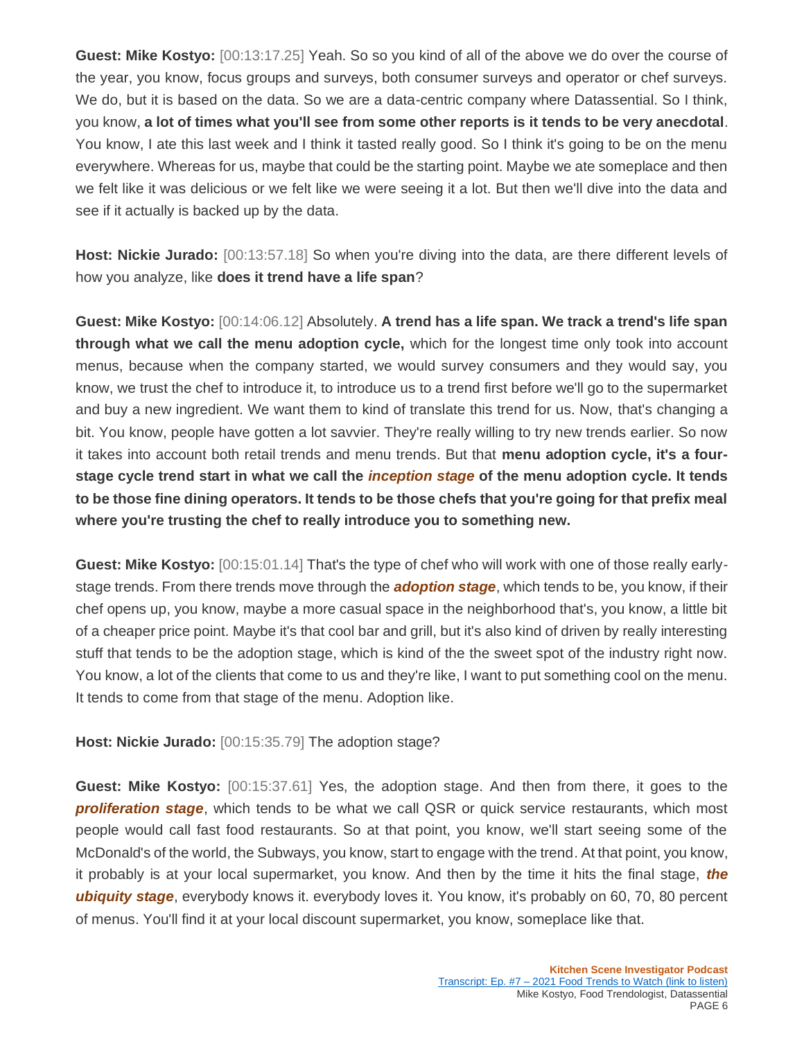**Guest: Mike Kostyo:** [00:13:17.25] Yeah. So so you kind of all of the above we do over the course of the year, you know, focus groups and surveys, both consumer surveys and operator or chef surveys. We do, but it is based on the data. So we are a data-centric company where Datassential. So I think, you know, **a lot of times what you'll see from some other reports is it tends to be very anecdotal**. You know, I ate this last week and I think it tasted really good. So I think it's going to be on the menu everywhere. Whereas for us, maybe that could be the starting point. Maybe we ate someplace and then we felt like it was delicious or we felt like we were seeing it a lot. But then we'll dive into the data and see if it actually is backed up by the data.

**Host: Nickie Jurado:** [00:13:57.18] So when you're diving into the data, are there different levels of how you analyze, like **does it trend have a life span**?

**Guest: Mike Kostyo:** [00:14:06.12] Absolutely. **A trend has a life span. We track a trend's life span through what we call the menu adoption cycle,** which for the longest time only took into account menus, because when the company started, we would survey consumers and they would say, you know, we trust the chef to introduce it, to introduce us to a trend first before we'll go to the supermarket and buy a new ingredient. We want them to kind of translate this trend for us. Now, that's changing a bit. You know, people have gotten a lot savvier. They're really willing to try new trends earlier. So now it takes into account both retail trends and menu trends. But that **menu adoption cycle, it's a four-stage cycle trend start in what we call the *inception stage* of the menu adoption cycle. It tends to be those fine dining operators. It tends to be those chefs that you're going for that prefix meal where you're trusting the chef to really introduce you to something new.**

**Guest: Mike Kostyo:** [00:15:01.14] That's the type of chef who will work with one of those really early-stage trends. From there trends move through the ***adoption stage***, which tends to be, you know, if their chef opens up, you know, maybe a more casual space in the neighborhood that's, you know, a little bit of a cheaper price point. Maybe it's that cool bar and grill, but it's also kind of driven by really interesting stuff that tends to be the adoption stage, which is kind of the the sweet spot of the industry right now. You know, a lot of the clients that come to us and they're like, I want to put something cool on the menu. It tends to come from that stage of the menu. Adoption like.

**Host: Nickie Jurado:** [00:15:35.79] The adoption stage?

**Guest: Mike Kostyo:** [00:15:37.61] Yes, the adoption stage. And then from there, it goes to the ***proliferation stage***, which tends to be what we call QSR or quick service restaurants, which most people would call fast food restaurants. So at that point, you know, we'll start seeing some of the McDonald's of the world, the Subways, you know, start to engage with the trend. At that point, you know, it probably is at your local supermarket, you know. And then by the time it hits the final stage, ***the ubiquity stage***, everybody knows it. everybody loves it. You know, it's probably on 60, 70, 80 percent of menus. You'll find it at your local discount supermarket, you know, someplace like that.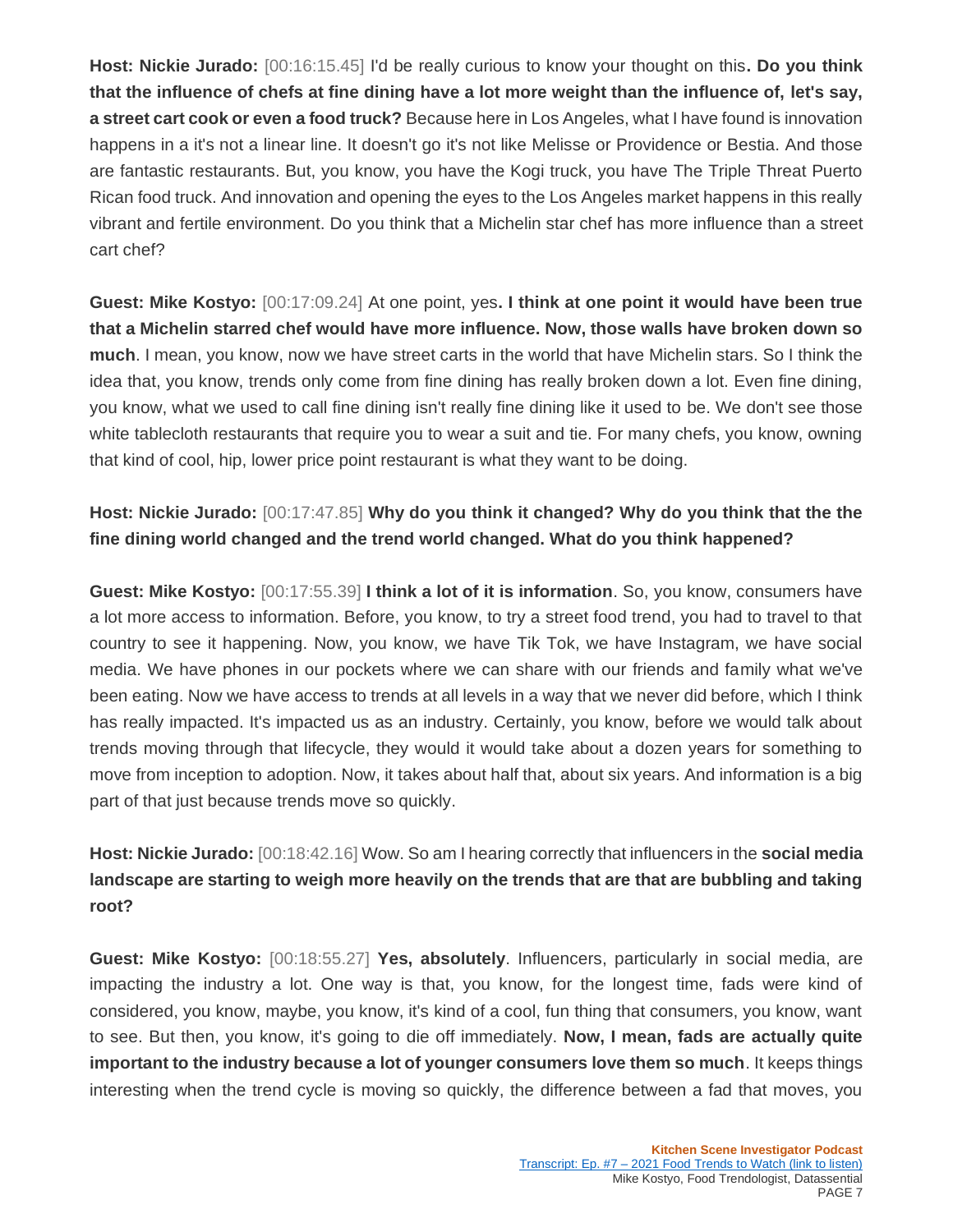**Host: Nickie Jurado:** [00:16:15.45] I'd be really curious to know your thought on this**. Do you think that the influence of chefs at fine dining have a lot more weight than the influence of, let's say, a street cart cook or even a food truck?** Because here in Los Angeles, what I have found is innovation happens in a it's not a linear line. It doesn't go it's not like Melisse or Providence or Bestia. And those are fantastic restaurants. But, you know, you have the Kogi truck, you have The Triple Threat Puerto Rican food truck. And innovation and opening the eyes to the Los Angeles market happens in this really vibrant and fertile environment. Do you think that a Michelin star chef has more influence than a street cart chef?

**Guest: Mike Kostyo:** [00:17:09.24] At one point, yes**. I think at one point it would have been true that a Michelin starred chef would have more influence. Now, those walls have broken down so much**. I mean, you know, now we have street carts in the world that have Michelin stars. So I think the idea that, you know, trends only come from fine dining has really broken down a lot. Even fine dining, you know, what we used to call fine dining isn't really fine dining like it used to be. We don't see those white tablecloth restaurants that require you to wear a suit and tie. For many chefs, you know, owning that kind of cool, hip, lower price point restaurant is what they want to be doing.

**Host: Nickie Jurado:** [00:17:47.85] **Why do you think it changed? Why do you think that the the fine dining world changed and the trend world changed. What do you think happened?**

**Guest: Mike Kostyo:** [00:17:55.39] **I think a lot of it is information**. So, you know, consumers have a lot more access to information. Before, you know, to try a street food trend, you had to travel to that country to see it happening. Now, you know, we have Tik Tok, we have Instagram, we have social media. We have phones in our pockets where we can share with our friends and family what we've been eating. Now we have access to trends at all levels in a way that we never did before, which I think has really impacted. It's impacted us as an industry. Certainly, you know, before we would talk about trends moving through that lifecycle, they would it would take about a dozen years for something to move from inception to adoption. Now, it takes about half that, about six years. And information is a big part of that just because trends move so quickly.

**Host: Nickie Jurado:** [00:18:42.16] Wow. So am I hearing correctly that influencers in the **social media landscape are starting to weigh more heavily on the trends that are that are bubbling and taking root?**

**Guest: Mike Kostyo:** [00:18:55.27] **Yes, absolutely**. Influencers, particularly in social media, are impacting the industry a lot. One way is that, you know, for the longest time, fads were kind of considered, you know, maybe, you know, it's kind of a cool, fun thing that consumers, you know, want to see. But then, you know, it's going to die off immediately. **Now, I mean, fads are actually quite important to the industry because a lot of younger consumers love them so much**. It keeps things interesting when the trend cycle is moving so quickly, the difference between a fad that moves, you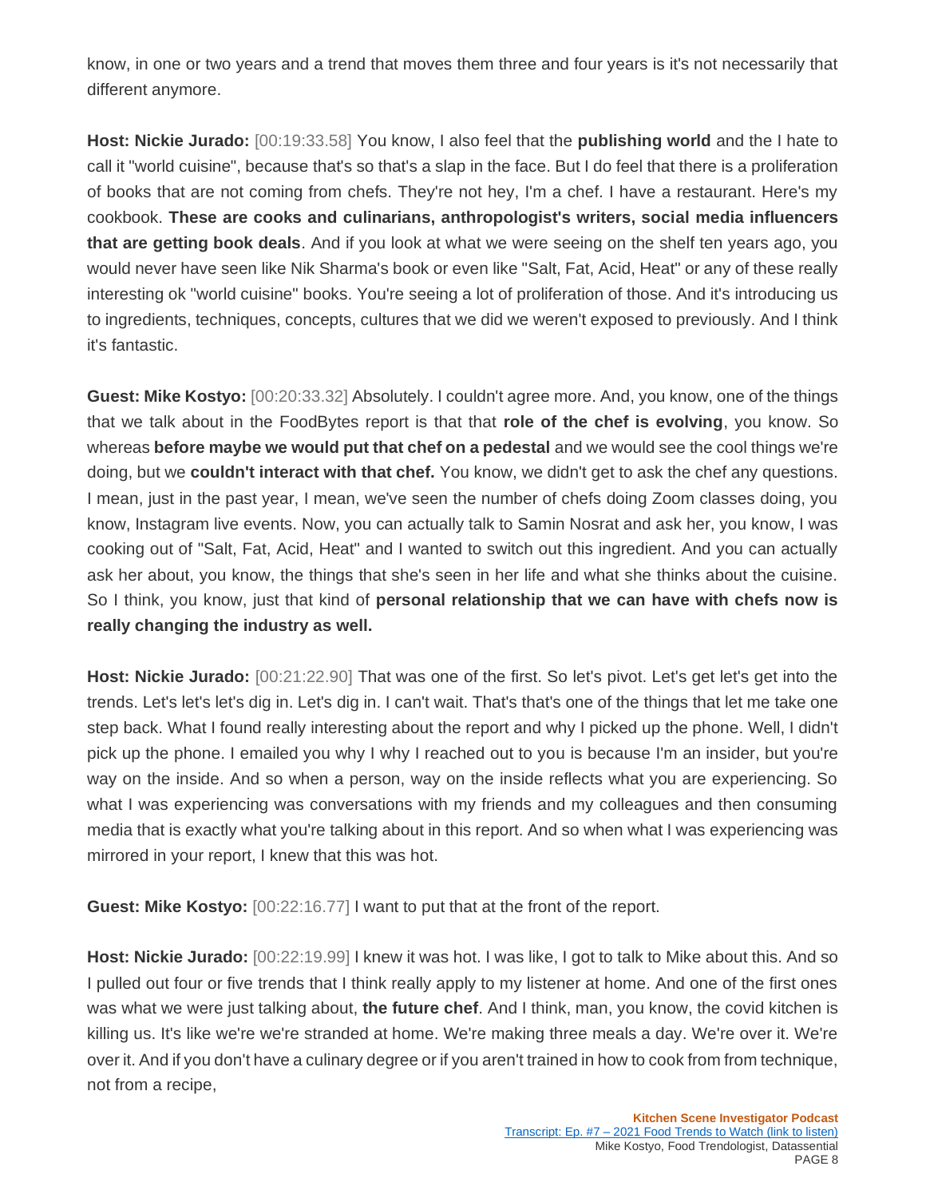know, in one or two years and a trend that moves them three and four years is it's not necessarily that different anymore.

**Host: Nickie Jurado:** [00:19:33.58] You know, I also feel that the **publishing world** and the I hate to call it "world cuisine", because that's so that's a slap in the face. But I do feel that there is a proliferation of books that are not coming from chefs. They're not hey, I'm a chef. I have a restaurant. Here's my cookbook. **These are cooks and culinarians, anthropologist's writers, social media influencers that are getting book deals**. And if you look at what we were seeing on the shelf ten years ago, you would never have seen like Nik Sharma's book or even like "Salt, Fat, Acid, Heat" or any of these really interesting ok "world cuisine" books. You're seeing a lot of proliferation of those. And it's introducing us to ingredients, techniques, concepts, cultures that we did we weren't exposed to previously. And I think it's fantastic.

**Guest: Mike Kostyo:** [00:20:33.32] Absolutely. I couldn't agree more. And, you know, one of the things that we talk about in the FoodBytes report is that that **role of the chef is evolving**, you know. So whereas **before maybe we would put that chef on a pedestal** and we would see the cool things we're doing, but we **couldn't interact with that chef.** You know, we didn't get to ask the chef any questions. I mean, just in the past year, I mean, we've seen the number of chefs doing Zoom classes doing, you know, Instagram live events. Now, you can actually talk to Samin Nosrat and ask her, you know, I was cooking out of "Salt, Fat, Acid, Heat" and I wanted to switch out this ingredient. And you can actually ask her about, you know, the things that she's seen in her life and what she thinks about the cuisine. So I think, you know, just that kind of **personal relationship that we can have with chefs now is really changing the industry as well.**

**Host: Nickie Jurado:** [00:21:22.90] That was one of the first. So let's pivot. Let's get let's get into the trends. Let's let's let's dig in. Let's dig in. I can't wait. That's that's one of the things that let me take one step back. What I found really interesting about the report and why I picked up the phone. Well, I didn't pick up the phone. I emailed you why I why I reached out to you is because I'm an insider, but you're way on the inside. And so when a person, way on the inside reflects what you are experiencing. So what I was experiencing was conversations with my friends and my colleagues and then consuming media that is exactly what you're talking about in this report. And so when what I was experiencing was mirrored in your report, I knew that this was hot.

**Guest: Mike Kostyo:** [00:22:16.77] I want to put that at the front of the report.

**Host: Nickie Jurado:** [00:22:19.99] I knew it was hot. I was like, I got to talk to Mike about this. And so I pulled out four or five trends that I think really apply to my listener at home. And one of the first ones was what we were just talking about, **the future chef**. And I think, man, you know, the covid kitchen is killing us. It's like we're we're stranded at home. We're making three meals a day. We're over it. We're over it. And if you don't have a culinary degree or if you aren't trained in how to cook from from technique, not from a recipe,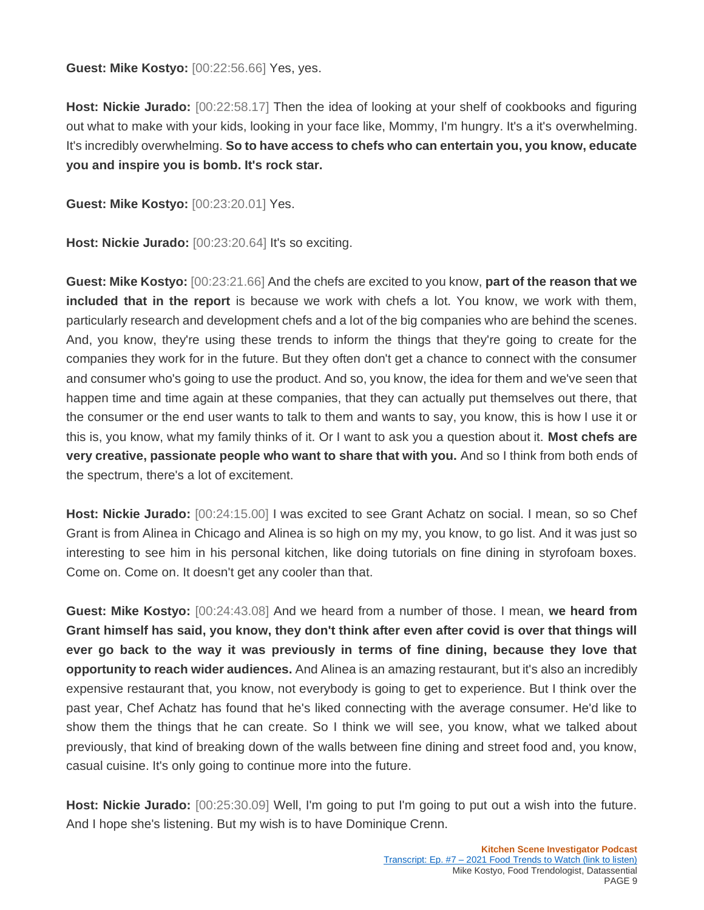**Guest: Mike Kostyo:** [00:22:56.66] Yes, yes.

**Host: Nickie Jurado:** [00:22:58.17] Then the idea of looking at your shelf of cookbooks and figuring out what to make with your kids, looking in your face like, Mommy, I'm hungry. It's a it's overwhelming. It's incredibly overwhelming. **So to have access to chefs who can entertain you, you know, educate you and inspire you is bomb. It's rock star.**

**Guest: Mike Kostyo:** [00:23:20.01] Yes.

**Host: Nickie Jurado:** [00:23:20.64] It's so exciting.

**Guest: Mike Kostyo:** [00:23:21.66] And the chefs are excited to you know, **part of the reason that we included that in the report** is because we work with chefs a lot. You know, we work with them, particularly research and development chefs and a lot of the big companies who are behind the scenes. And, you know, they're using these trends to inform the things that they're going to create for the companies they work for in the future. But they often don't get a chance to connect with the consumer and consumer who's going to use the product. And so, you know, the idea for them and we've seen that happen time and time again at these companies, that they can actually put themselves out there, that the consumer or the end user wants to talk to them and wants to say, you know, this is how I use it or this is, you know, what my family thinks of it. Or I want to ask you a question about it. **Most chefs are very creative, passionate people who want to share that with you.** And so I think from both ends of the spectrum, there's a lot of excitement.

**Host: Nickie Jurado:** [00:24:15.00] I was excited to see Grant Achatz on social. I mean, so so Chef Grant is from Alinea in Chicago and Alinea is so high on my my, you know, to go list. And it was just so interesting to see him in his personal kitchen, like doing tutorials on fine dining in styrofoam boxes. Come on. Come on. It doesn't get any cooler than that.

**Guest: Mike Kostyo:** [00:24:43.08] And we heard from a number of those. I mean, **we heard from Grant himself has said, you know, they don't think after even after covid is over that things will ever go back to the way it was previously in terms of fine dining, because they love that opportunity to reach wider audiences.** And Alinea is an amazing restaurant, but it's also an incredibly expensive restaurant that, you know, not everybody is going to get to experience. But I think over the past year, Chef Achatz has found that he's liked connecting with the average consumer. He'd like to show them the things that he can create. So I think we will see, you know, what we talked about previously, that kind of breaking down of the walls between fine dining and street food and, you know, casual cuisine. It's only going to continue more into the future.

**Host: Nickie Jurado:** [00:25:30.09] Well, I'm going to put I'm going to put out a wish into the future. And I hope she's listening. But my wish is to have Dominique Crenn.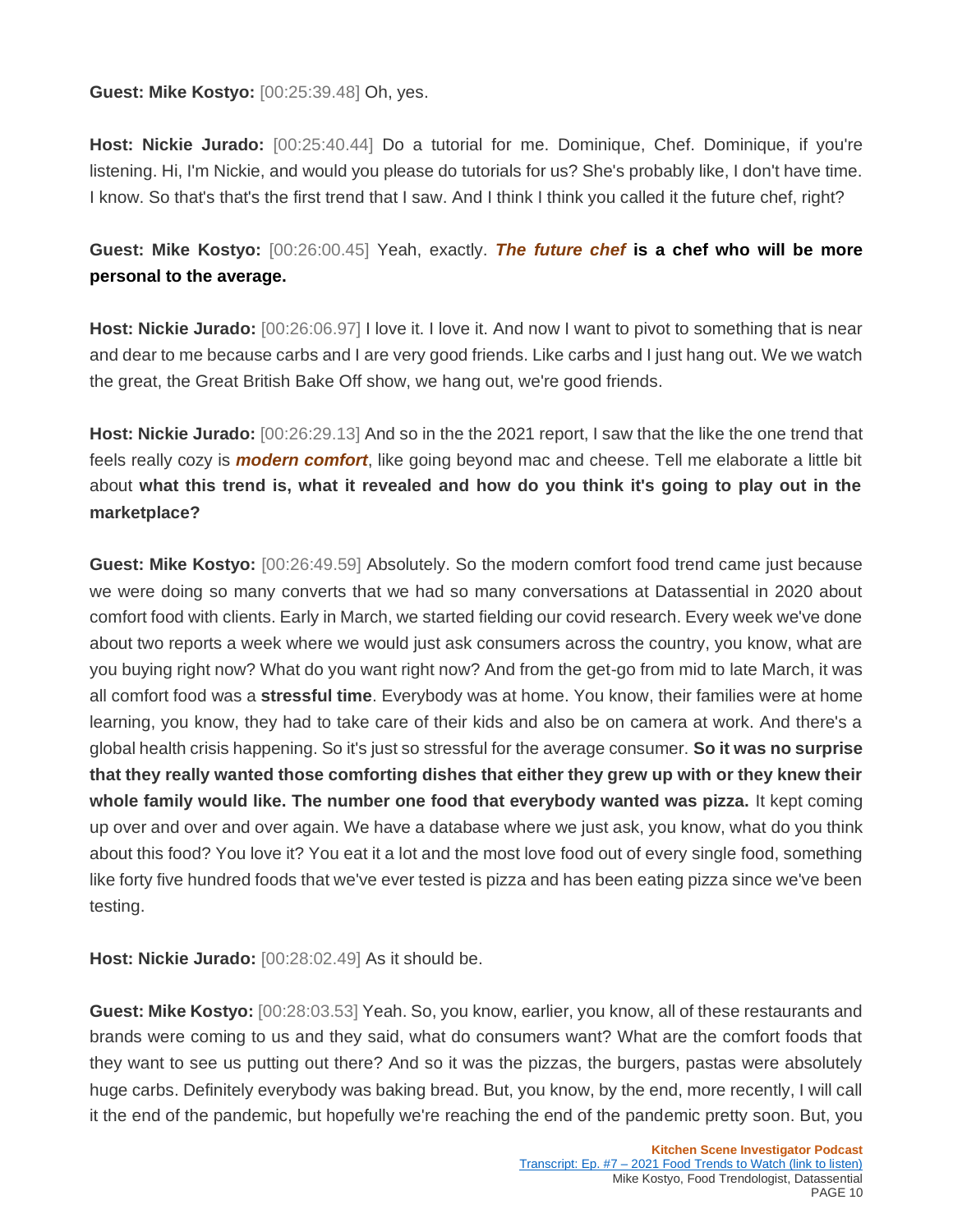**Guest: Mike Kostyo:** [00:25:39.48] Oh, yes.

**Host: Nickie Jurado:** [00:25:40.44] Do a tutorial for me. Dominique, Chef. Dominique, if you're listening. Hi, I'm Nickie, and would you please do tutorials for us? She's probably like, I don't have time. I know. So that's that's the first trend that I saw. And I think I think you called it the future chef, right?

**Guest: Mike Kostyo:** [00:26:00.45] Yeah, exactly. ***The future chef*** **is a chef who will be more personal to the average.**

**Host: Nickie Jurado:** [00:26:06.97] I love it. I love it. And now I want to pivot to something that is near and dear to me because carbs and I are very good friends. Like carbs and I just hang out. We we watch the great, the Great British Bake Off show, we hang out, we're good friends.

**Host: Nickie Jurado:** [00:26:29.13] And so in the the 2021 report, I saw that the like the one trend that feels really cozy is ***modern comfort***, like going beyond mac and cheese. Tell me elaborate a little bit about **what this trend is, what it revealed and how do you think it's going to play out in the marketplace?**

**Guest: Mike Kostyo:** [00:26:49.59] Absolutely. So the modern comfort food trend came just because we were doing so many converts that we had so many conversations at Datassential in 2020 about comfort food with clients. Early in March, we started fielding our covid research. Every week we've done about two reports a week where we would just ask consumers across the country, you know, what are you buying right now? What do you want right now? And from the get-go from mid to late March, it was all comfort food was a **stressful time**. Everybody was at home. You know, their families were at home learning, you know, they had to take care of their kids and also be on camera at work. And there's a global health crisis happening. So it's just so stressful for the average consumer. **So it was no surprise that they really wanted those comforting dishes that either they grew up with or they knew their whole family would like. The number one food that everybody wanted was pizza.** It kept coming up over and over and over again. We have a database where we just ask, you know, what do you think about this food? You love it? You eat it a lot and the most love food out of every single food, something like forty five hundred foods that we've ever tested is pizza and has been eating pizza since we've been testing.

**Host: Nickie Jurado:** [00:28:02.49] As it should be.

**Guest: Mike Kostyo:** [00:28:03.53] Yeah. So, you know, earlier, you know, all of these restaurants and brands were coming to us and they said, what do consumers want? What are the comfort foods that they want to see us putting out there? And so it was the pizzas, the burgers, pastas were absolutely huge carbs. Definitely everybody was baking bread. But, you know, by the end, more recently, I will call it the end of the pandemic, but hopefully we're reaching the end of the pandemic pretty soon. But, you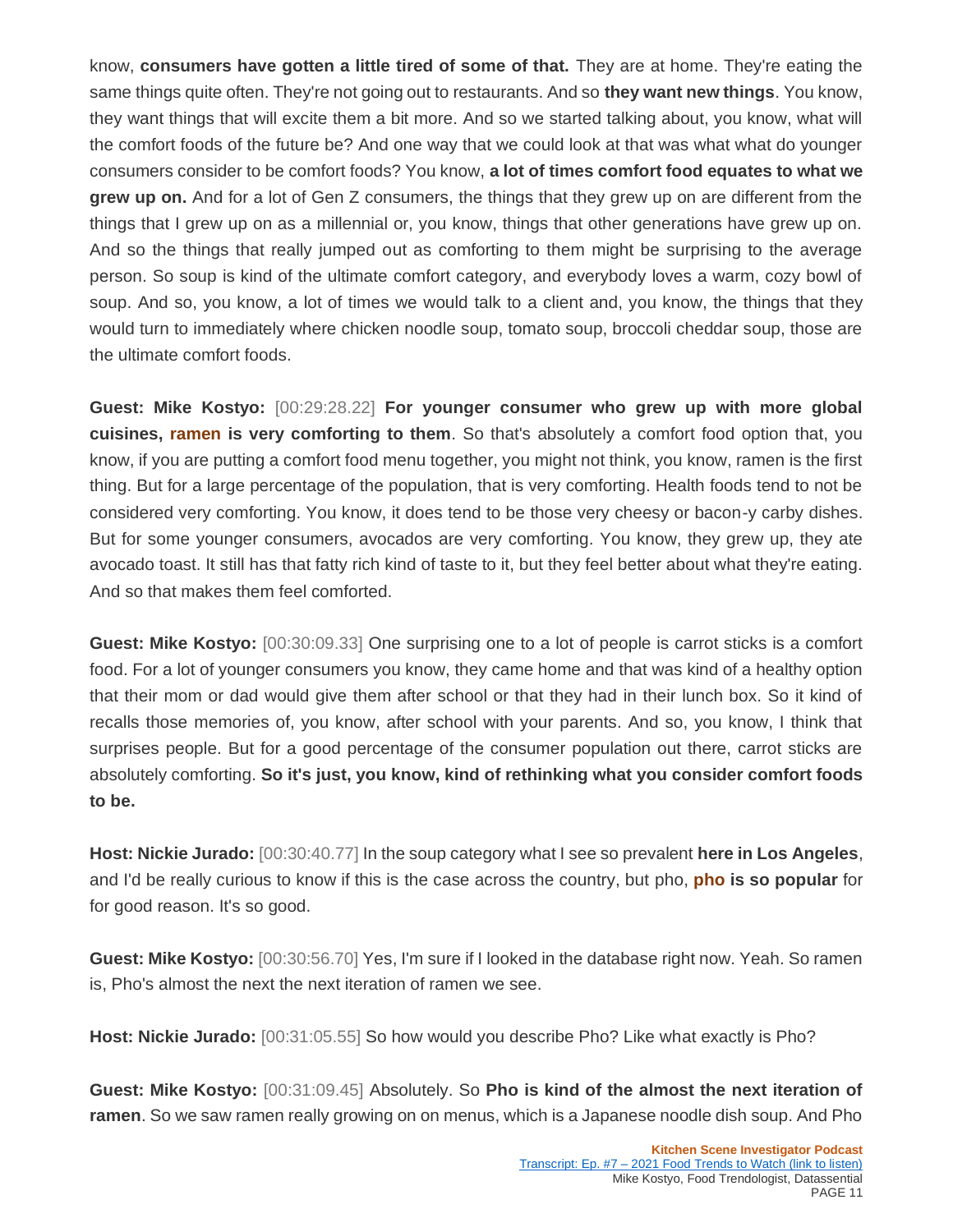know, **consumers have gotten a little tired of some of that.** They are at home. They're eating the same things quite often. They're not going out to restaurants. And so **they want new things**. You know, they want things that will excite them a bit more. And so we started talking about, you know, what will the comfort foods of the future be? And one way that we could look at that was what what do younger consumers consider to be comfort foods? You know, **a lot of times comfort food equates to what we grew up on.** And for a lot of Gen Z consumers, the things that they grew up on are different from the things that I grew up on as a millennial or, you know, things that other generations have grew up on. And so the things that really jumped out as comforting to them might be surprising to the average person. So soup is kind of the ultimate comfort category, and everybody loves a warm, cozy bowl of soup. And so, you know, a lot of times we would talk to a client and, you know, the things that they would turn to immediately where chicken noodle soup, tomato soup, broccoli cheddar soup, those are the ultimate comfort foods.

**Guest: Mike Kostyo:** [00:29:28.22] **For younger consumer who grew up with more global cuisines, ramen is very comforting to them**. So that's absolutely a comfort food option that, you know, if you are putting a comfort food menu together, you might not think, you know, ramen is the first thing. But for a large percentage of the population, that is very comforting. Health foods tend to not be considered very comforting. You know, it does tend to be those very cheesy or bacon-y carby dishes. But for some younger consumers, avocados are very comforting. You know, they grew up, they ate avocado toast. It still has that fatty rich kind of taste to it, but they feel better about what they're eating. And so that makes them feel comforted.

**Guest: Mike Kostyo:** [00:30:09.33] One surprising one to a lot of people is carrot sticks is a comfort food. For a lot of younger consumers you know, they came home and that was kind of a healthy option that their mom or dad would give them after school or that they had in their lunch box. So it kind of recalls those memories of, you know, after school with your parents. And so, you know, I think that surprises people. But for a good percentage of the consumer population out there, carrot sticks are absolutely comforting. **So it's just, you know, kind of rethinking what you consider comfort foods to be.**

**Host: Nickie Jurado:** [00:30:40.77] In the soup category what I see so prevalent **here in Los Angeles**, and I'd be really curious to know if this is the case across the country, but pho, **pho is so popular** for for good reason. It's so good.

**Guest: Mike Kostyo:** [00:30:56.70] Yes, I'm sure if I looked in the database right now. Yeah. So ramen is, Pho's almost the next the next iteration of ramen we see.

**Host: Nickie Jurado:** [00:31:05.55] So how would you describe Pho? Like what exactly is Pho?

**Guest: Mike Kostyo:** [00:31:09.45] Absolutely. So **Pho is kind of the almost the next iteration of ramen**. So we saw ramen really growing on on menus, which is a Japanese noodle dish soup. And Pho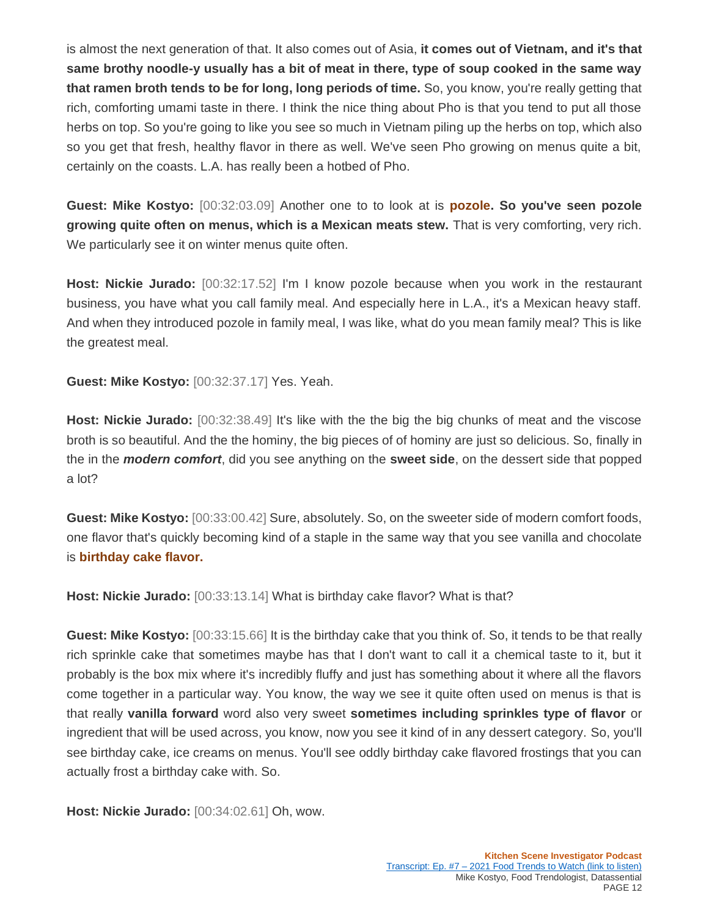is almost the next generation of that. It also comes out of Asia, **it comes out of Vietnam, and it's that same brothy noodle-y usually has a bit of meat in there, type of soup cooked in the same way that ramen broth tends to be for long, long periods of time.** So, you know, you're really getting that rich, comforting umami taste in there. I think the nice thing about Pho is that you tend to put all those herbs on top. So you're going to like you see so much in Vietnam piling up the herbs on top, which also so you get that fresh, healthy flavor in there as well. We've seen Pho growing on menus quite a bit, certainly on the coasts. L.A. has really been a hotbed of Pho.

**Guest: Mike Kostyo:** [00:32:03.09] Another one to to look at is **pozole. So you've seen pozole growing quite often on menus, which is a Mexican meats stew.** That is very comforting, very rich. We particularly see it on winter menus quite often.

**Host: Nickie Jurado:** [00:32:17.52] I'm I know pozole because when you work in the restaurant business, you have what you call family meal. And especially here in L.A., it's a Mexican heavy staff. And when they introduced pozole in family meal, I was like, what do you mean family meal? This is like the greatest meal.

**Guest: Mike Kostyo:** [00:32:37.17] Yes. Yeah.

**Host: Nickie Jurado:** [00:32:38.49] It's like with the the big the big chunks of meat and the viscose broth is so beautiful. And the the hominy, the big pieces of of hominy are just so delicious. So, finally in the in the ***modern comfort***, did you see anything on the **sweet side**, on the dessert side that popped a lot?

**Guest: Mike Kostyo:** [00:33:00.42] Sure, absolutely. So, on the sweeter side of modern comfort foods, one flavor that's quickly becoming kind of a staple in the same way that you see vanilla and chocolate is **birthday cake flavor.**

**Host: Nickie Jurado:** [00:33:13.14] What is birthday cake flavor? What is that?

**Guest: Mike Kostyo:** [00:33:15.66] It is the birthday cake that you think of. So, it tends to be that really rich sprinkle cake that sometimes maybe has that I don't want to call it a chemical taste to it, but it probably is the box mix where it's incredibly fluffy and just has something about it where all the flavors come together in a particular way. You know, the way we see it quite often used on menus is that is that really **vanilla forward** word also very sweet **sometimes including sprinkles type of flavor** or ingredient that will be used across, you know, now you see it kind of in any dessert category. So, you'll see birthday cake, ice creams on menus. You'll see oddly birthday cake flavored frostings that you can actually frost a birthday cake with. So.

**Host: Nickie Jurado:** [00:34:02.61] Oh, wow.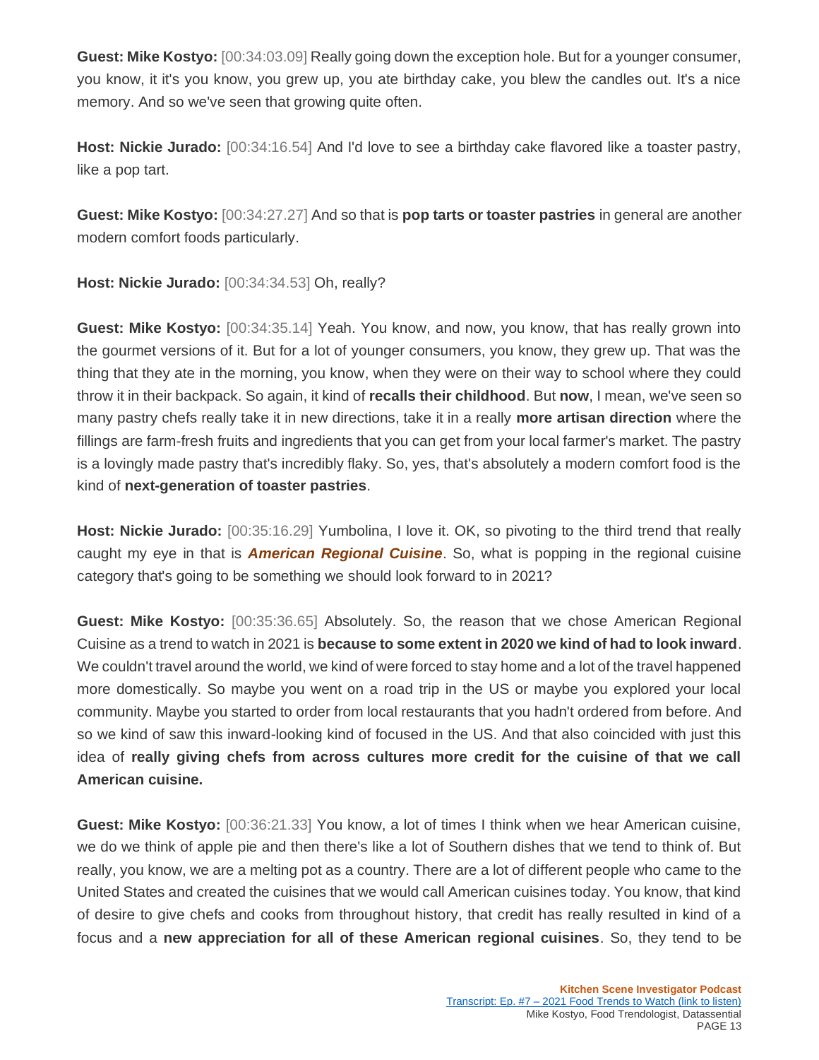**Guest: Mike Kostyo:** [00:34:03.09] Really going down the exception hole. But for a younger consumer, you know, it it's you know, you grew up, you ate birthday cake, you blew the candles out. It's a nice memory. And so we've seen that growing quite often.

**Host: Nickie Jurado:** [00:34:16.54] And I'd love to see a birthday cake flavored like a toaster pastry, like a pop tart.

**Guest: Mike Kostyo:** [00:34:27.27] And so that is **pop tarts or toaster pastries** in general are another modern comfort foods particularly.

**Host: Nickie Jurado:** [00:34:34.53] Oh, really?

**Guest: Mike Kostyo:** [00:34:35.14] Yeah. You know, and now, you know, that has really grown into the gourmet versions of it. But for a lot of younger consumers, you know, they grew up. That was the thing that they ate in the morning, you know, when they were on their way to school where they could throw it in their backpack. So again, it kind of **recalls their childhood**. But **now**, I mean, we've seen so many pastry chefs really take it in new directions, take it in a really **more artisan direction** where the fillings are farm-fresh fruits and ingredients that you can get from your local farmer's market. The pastry is a lovingly made pastry that's incredibly flaky. So, yes, that's absolutely a modern comfort food is the kind of **next-generation of toaster pastries**.

**Host: Nickie Jurado:** [00:35:16.29] Yumbolina, I love it. OK, so pivoting to the third trend that really caught my eye in that is ***American Regional Cuisine***. So, what is popping in the regional cuisine category that's going to be something we should look forward to in 2021?

**Guest: Mike Kostyo:** [00:35:36.65] Absolutely. So, the reason that we chose American Regional Cuisine as a trend to watch in 2021 is **because to some extent in 2020 we kind of had to look inward**. We couldn't travel around the world, we kind of were forced to stay home and a lot of the travel happened more domestically. So maybe you went on a road trip in the US or maybe you explored your local community. Maybe you started to order from local restaurants that you hadn't ordered from before. And so we kind of saw this inward-looking kind of focused in the US. And that also coincided with just this idea of **really giving chefs from across cultures more credit for the cuisine of that we call American cuisine.**

**Guest: Mike Kostyo:** [00:36:21.33] You know, a lot of times I think when we hear American cuisine, we do we think of apple pie and then there's like a lot of Southern dishes that we tend to think of. But really, you know, we are a melting pot as a country. There are a lot of different people who came to the United States and created the cuisines that we would call American cuisines today. You know, that kind of desire to give chefs and cooks from throughout history, that credit has really resulted in kind of a focus and a **new appreciation for all of these American regional cuisines**. So, they tend to be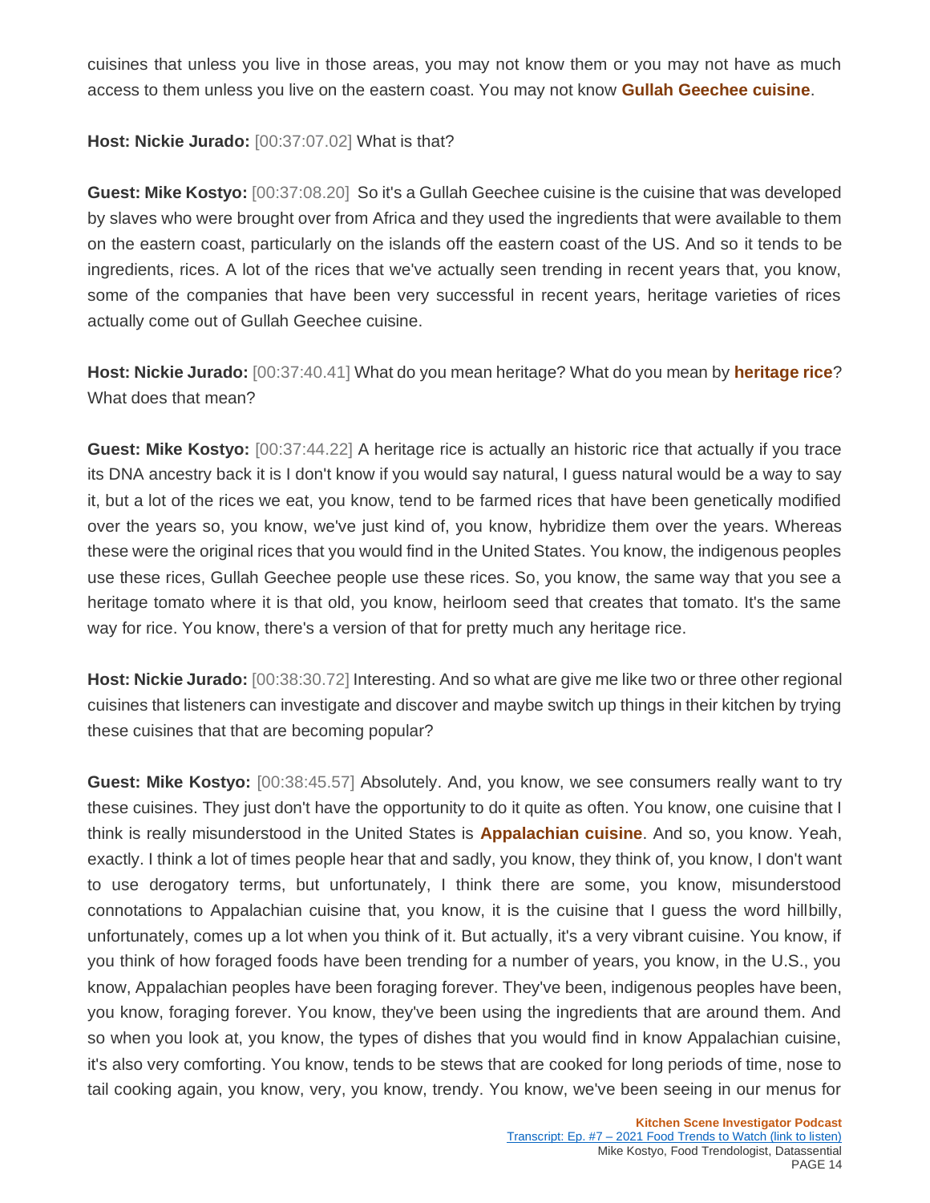cuisines that unless you live in those areas, you may not know them or you may not have as much access to them unless you live on the eastern coast. You may not know **Gullah Geechee cuisine**.

**Host: Nickie Jurado:** [00:37:07.02] What is that?

**Guest: Mike Kostyo:** [00:37:08.20] So it's a Gullah Geechee cuisine is the cuisine that was developed by slaves who were brought over from Africa and they used the ingredients that were available to them on the eastern coast, particularly on the islands off the eastern coast of the US. And so it tends to be ingredients, rices. A lot of the rices that we've actually seen trending in recent years that, you know, some of the companies that have been very successful in recent years, heritage varieties of rices actually come out of Gullah Geechee cuisine.

**Host: Nickie Jurado:** [00:37:40.41] What do you mean heritage? What do you mean by **heritage rice**? What does that mean?

**Guest: Mike Kostyo:** [00:37:44.22] A heritage rice is actually an historic rice that actually if you trace its DNA ancestry back it is I don't know if you would say natural, I guess natural would be a way to say it, but a lot of the rices we eat, you know, tend to be farmed rices that have been genetically modified over the years so, you know, we've just kind of, you know, hybridize them over the years. Whereas these were the original rices that you would find in the United States. You know, the indigenous peoples use these rices, Gullah Geechee people use these rices. So, you know, the same way that you see a heritage tomato where it is that old, you know, heirloom seed that creates that tomato. It's the same way for rice. You know, there's a version of that for pretty much any heritage rice.

**Host: Nickie Jurado:** [00:38:30.72] Interesting. And so what are give me like two or three other regional cuisines that listeners can investigate and discover and maybe switch up things in their kitchen by trying these cuisines that that are becoming popular?

**Guest: Mike Kostyo:** [00:38:45.57] Absolutely. And, you know, we see consumers really want to try these cuisines. They just don't have the opportunity to do it quite as often. You know, one cuisine that I think is really misunderstood in the United States is **Appalachian cuisine**. And so, you know. Yeah, exactly. I think a lot of times people hear that and sadly, you know, they think of, you know, I don't want to use derogatory terms, but unfortunately, I think there are some, you know, misunderstood connotations to Appalachian cuisine that, you know, it is the cuisine that I guess the word hillbilly, unfortunately, comes up a lot when you think of it. But actually, it's a very vibrant cuisine. You know, if you think of how foraged foods have been trending for a number of years, you know, in the U.S., you know, Appalachian peoples have been foraging forever. They've been, indigenous peoples have been, you know, foraging forever. You know, they've been using the ingredients that are around them. And so when you look at, you know, the types of dishes that you would find in know Appalachian cuisine, it's also very comforting. You know, tends to be stews that are cooked for long periods of time, nose to tail cooking again, you know, very, you know, trendy. You know, we've been seeing in our menus for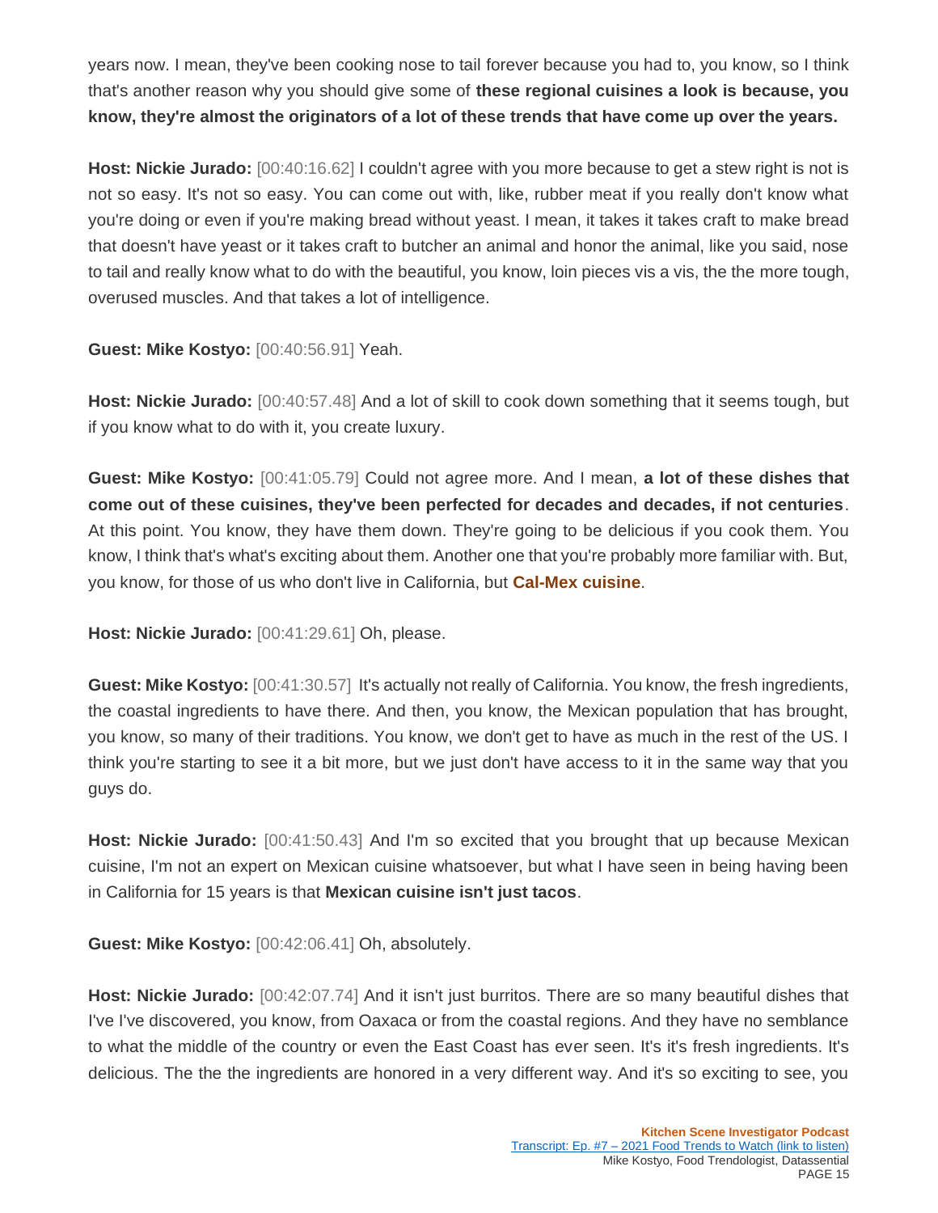years now. I mean, they've been cooking nose to tail forever because you had to, you know, so I think that's another reason why you should give some of **these regional cuisines a look is because, you know, they're almost the originators of a lot of these trends that have come up over the years.**

**Host: Nickie Jurado:** [00:40:16.62] I couldn't agree with you more because to get a stew right is not is not so easy. It's not so easy. You can come out with, like, rubber meat if you really don't know what you're doing or even if you're making bread without yeast. I mean, it takes it takes craft to make bread that doesn't have yeast or it takes craft to butcher an animal and honor the animal, like you said, nose to tail and really know what to do with the beautiful, you know, loin pieces vis a vis, the the more tough, overused muscles. And that takes a lot of intelligence.

**Guest: Mike Kostyo:** [00:40:56.91] Yeah.

**Host: Nickie Jurado:** [00:40:57.48] And a lot of skill to cook down something that it seems tough, but if you know what to do with it, you create luxury.

**Guest: Mike Kostyo:** [00:41:05.79] Could not agree more. And I mean, **a lot of these dishes that come out of these cuisines, they've been perfected for decades and decades, if not centuries**. At this point. You know, they have them down. They're going to be delicious if you cook them. You know, I think that's what's exciting about them. Another one that you're probably more familiar with. But, you know, for those of us who don't live in California, but **Cal-Mex cuisine**.

**Host: Nickie Jurado:** [00:41:29.61] Oh, please.

**Guest: Mike Kostyo:** [00:41:30.57] It's actually not really of California. You know, the fresh ingredients, the coastal ingredients to have there. And then, you know, the Mexican population that has brought, you know, so many of their traditions. You know, we don't get to have as much in the rest of the US. I think you're starting to see it a bit more, but we just don't have access to it in the same way that you guys do.

**Host: Nickie Jurado:** [00:41:50.43] And I'm so excited that you brought that up because Mexican cuisine, I'm not an expert on Mexican cuisine whatsoever, but what I have seen in being having been in California for 15 years is that **Mexican cuisine isn't just tacos**.

**Guest: Mike Kostyo:** [00:42:06.41] Oh, absolutely.

**Host: Nickie Jurado:** [00:42:07.74] And it isn't just burritos. There are so many beautiful dishes that I've I've discovered, you know, from Oaxaca or from the coastal regions. And they have no semblance to what the middle of the country or even the East Coast has ever seen. It's it's fresh ingredients. It's delicious. The the the ingredients are honored in a very different way. And it's so exciting to see, you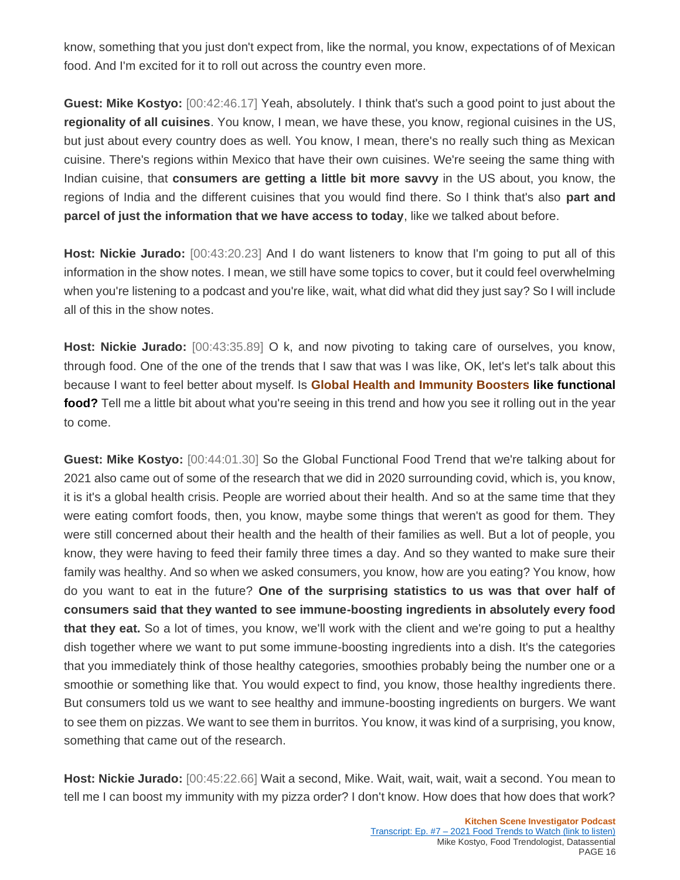know, something that you just don't expect from, like the normal, you know, expectations of of Mexican food. And I'm excited for it to roll out across the country even more.

**Guest: Mike Kostyo:** [00:42:46.17] Yeah, absolutely. I think that's such a good point to just about the **regionality of all cuisines**. You know, I mean, we have these, you know, regional cuisines in the US, but just about every country does as well. You know, I mean, there's no really such thing as Mexican cuisine. There's regions within Mexico that have their own cuisines. We're seeing the same thing with Indian cuisine, that **consumers are getting a little bit more savvy** in the US about, you know, the regions of India and the different cuisines that you would find there. So I think that's also **part and parcel of just the information that we have access to today**, like we talked about before.

**Host: Nickie Jurado:** [00:43:20.23] And I do want listeners to know that I'm going to put all of this information in the show notes. I mean, we still have some topics to cover, but it could feel overwhelming when you're listening to a podcast and you're like, wait, what did what did they just say? So I will include all of this in the show notes.

**Host: Nickie Jurado:** [00:43:35.89] O k, and now pivoting to taking care of ourselves, you know, through food. One of the one of the trends that I saw that was I was like, OK, let's let's talk about this because I want to feel better about myself. Is **Global Health and Immunity Boosters like functional food?** Tell me a little bit about what you're seeing in this trend and how you see it rolling out in the year to come.

**Guest: Mike Kostyo:** [00:44:01.30] So the Global Functional Food Trend that we're talking about for 2021 also came out of some of the research that we did in 2020 surrounding covid, which is, you know, it is it's a global health crisis. People are worried about their health. And so at the same time that they were eating comfort foods, then, you know, maybe some things that weren't as good for them. They were still concerned about their health and the health of their families as well. But a lot of people, you know, they were having to feed their family three times a day. And so they wanted to make sure their family was healthy. And so when we asked consumers, you know, how are you eating? You know, how do you want to eat in the future? **One of the surprising statistics to us was that over half of consumers said that they wanted to see immune-boosting ingredients in absolutely every food that they eat.** So a lot of times, you know, we'll work with the client and we're going to put a healthy dish together where we want to put some immune-boosting ingredients into a dish. It's the categories that you immediately think of those healthy categories, smoothies probably being the number one or a smoothie or something like that. You would expect to find, you know, those healthy ingredients there. But consumers told us we want to see healthy and immune-boosting ingredients on burgers. We want to see them on pizzas. We want to see them in burritos. You know, it was kind of a surprising, you know, something that came out of the research.

**Host: Nickie Jurado:** [00:45:22.66] Wait a second, Mike. Wait, wait, wait, wait a second. You mean to tell me I can boost my immunity with my pizza order? I don't know. How does that how does that work?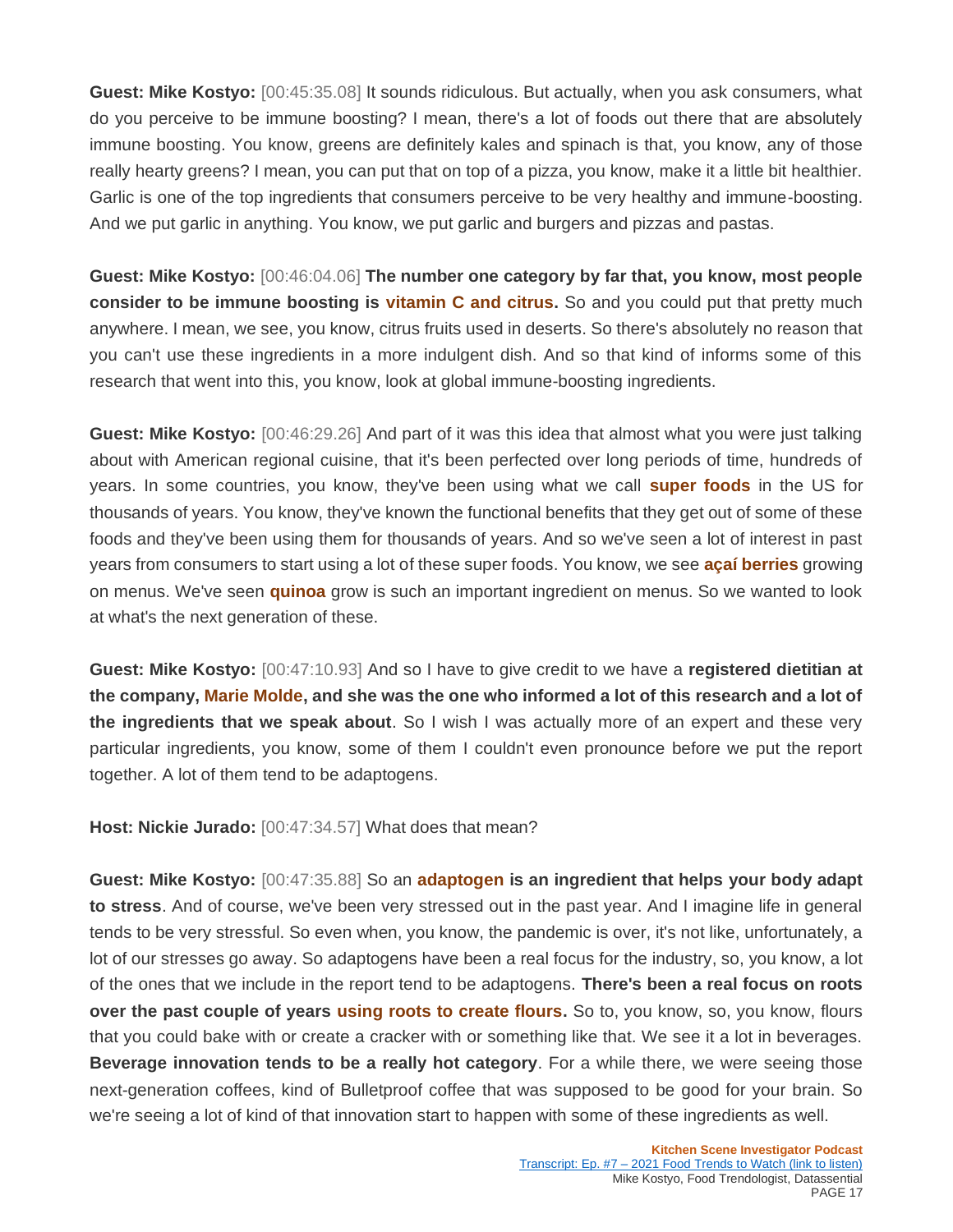**Guest: Mike Kostyo:** [00:45:35.08] It sounds ridiculous. But actually, when you ask consumers, what do you perceive to be immune boosting? I mean, there's a lot of foods out there that are absolutely immune boosting. You know, greens are definitely kales and spinach is that, you know, any of those really hearty greens? I mean, you can put that on top of a pizza, you know, make it a little bit healthier. Garlic is one of the top ingredients that consumers perceive to be very healthy and immune-boosting. And we put garlic in anything. You know, we put garlic and burgers and pizzas and pastas.

**Guest: Mike Kostyo:** [00:46:04.06] **The number one category by far that, you know, most people consider to be immune boosting is vitamin C and citrus.** So and you could put that pretty much anywhere. I mean, we see, you know, citrus fruits used in deserts. So there's absolutely no reason that you can't use these ingredients in a more indulgent dish. And so that kind of informs some of this research that went into this, you know, look at global immune-boosting ingredients.

**Guest: Mike Kostyo:** [00:46:29.26] And part of it was this idea that almost what you were just talking about with American regional cuisine, that it's been perfected over long periods of time, hundreds of years. In some countries, you know, they've been using what we call **super foods** in the US for thousands of years. You know, they've known the functional benefits that they get out of some of these foods and they've been using them for thousands of years. And so we've seen a lot of interest in past years from consumers to start using a lot of these super foods. You know, we see **açaí berries** growing on menus. We've seen **quinoa** grow is such an important ingredient on menus. So we wanted to look at what's the next generation of these.

**Guest: Mike Kostyo:** [00:47:10.93] And so I have to give credit to we have a **registered dietitian at the company, Marie Molde, and she was the one who informed a lot of this research and a lot of the ingredients that we speak about**. So I wish I was actually more of an expert and these very particular ingredients, you know, some of them I couldn't even pronounce before we put the report together. A lot of them tend to be adaptogens.

**Host: Nickie Jurado:** [00:47:34.57] What does that mean?

**Guest: Mike Kostyo:** [00:47:35.88] So an **adaptogen is an ingredient that helps your body adapt to stress**. And of course, we've been very stressed out in the past year. And I imagine life in general tends to be very stressful. So even when, you know, the pandemic is over, it's not like, unfortunately, a lot of our stresses go away. So adaptogens have been a real focus for the industry, so, you know, a lot of the ones that we include in the report tend to be adaptogens. **There's been a real focus on roots over the past couple of years using roots to create flours.** So to, you know, so, you know, flours that you could bake with or create a cracker with or something like that. We see it a lot in beverages. **Beverage innovation tends to be a really hot category**. For a while there, we were seeing those next-generation coffees, kind of Bulletproof coffee that was supposed to be good for your brain. So we're seeing a lot of kind of that innovation start to happen with some of these ingredients as well.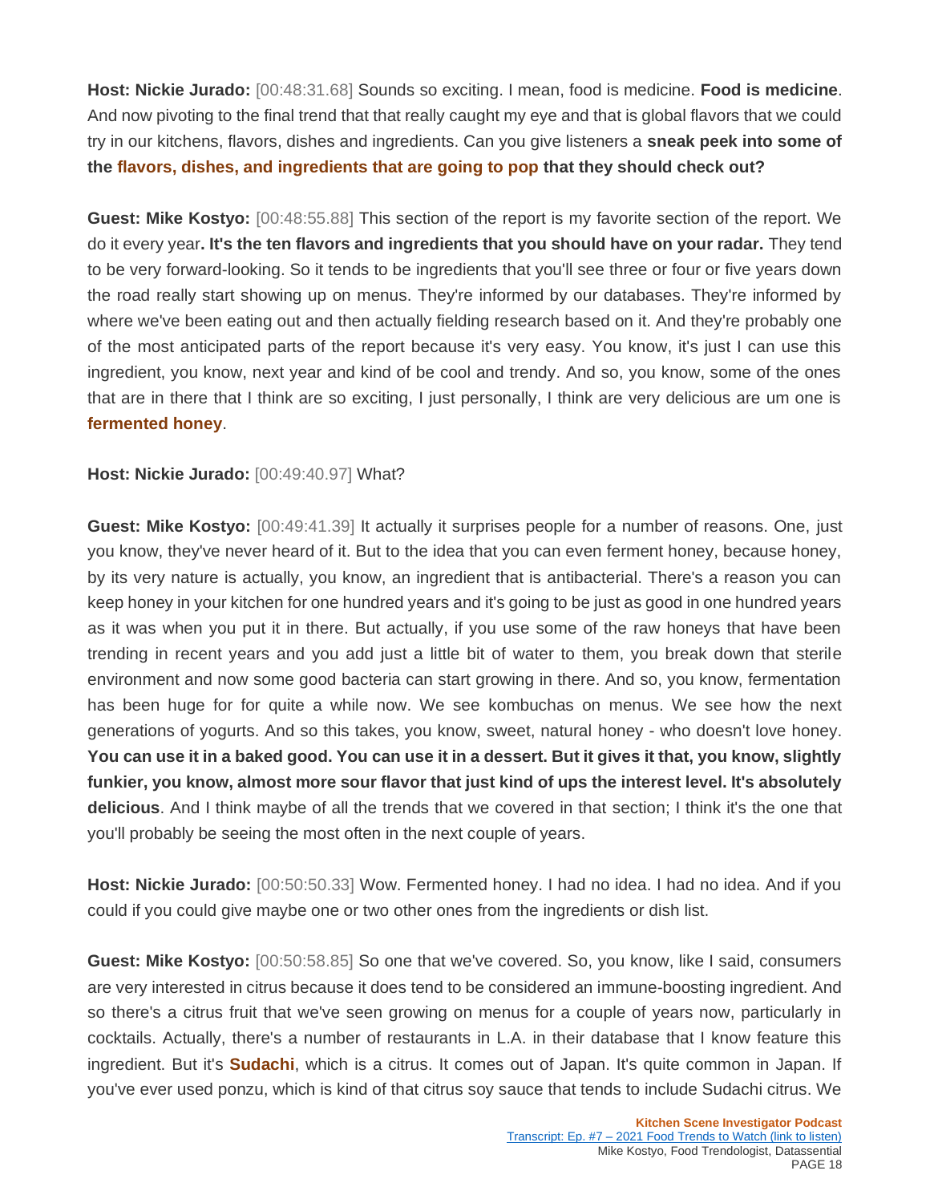**Host: Nickie Jurado:** [00:48:31.68] Sounds so exciting. I mean, food is medicine. **Food is medicine**. And now pivoting to the final trend that that really caught my eye and that is global flavors that we could try in our kitchens, flavors, dishes and ingredients. Can you give listeners a **sneak peek into some of the flavors, dishes, and ingredients that are going to pop that they should check out?**

**Guest: Mike Kostyo:** [00:48:55.88] This section of the report is my favorite section of the report. We do it every year**. It's the ten flavors and ingredients that you should have on your radar.** They tend to be very forward-looking. So it tends to be ingredients that you'll see three or four or five years down the road really start showing up on menus. They're informed by our databases. They're informed by where we've been eating out and then actually fielding research based on it. And they're probably one of the most anticipated parts of the report because it's very easy. You know, it's just I can use this ingredient, you know, next year and kind of be cool and trendy. And so, you know, some of the ones that are in there that I think are so exciting, I just personally, I think are very delicious are um one is **fermented honey**.

**Host: Nickie Jurado:** [00:49:40.97] What?

**Guest: Mike Kostyo:** [00:49:41.39] It actually it surprises people for a number of reasons. One, just you know, they've never heard of it. But to the idea that you can even ferment honey, because honey, by its very nature is actually, you know, an ingredient that is antibacterial. There's a reason you can keep honey in your kitchen for one hundred years and it's going to be just as good in one hundred years as it was when you put it in there. But actually, if you use some of the raw honeys that have been trending in recent years and you add just a little bit of water to them, you break down that sterile environment and now some good bacteria can start growing in there. And so, you know, fermentation has been huge for for quite a while now. We see kombuchas on menus. We see how the next generations of yogurts. And so this takes, you know, sweet, natural honey - who doesn't love honey. **You can use it in a baked good. You can use it in a dessert. But it gives it that, you know, slightly funkier, you know, almost more sour flavor that just kind of ups the interest level. It's absolutely delicious**. And I think maybe of all the trends that we covered in that section; I think it's the one that you'll probably be seeing the most often in the next couple of years.

**Host: Nickie Jurado:** [00:50:50.33] Wow. Fermented honey. I had no idea. I had no idea. And if you could if you could give maybe one or two other ones from the ingredients or dish list.

**Guest: Mike Kostyo:** [00:50:58.85] So one that we've covered. So, you know, like I said, consumers are very interested in citrus because it does tend to be considered an immune-boosting ingredient. And so there's a citrus fruit that we've seen growing on menus for a couple of years now, particularly in cocktails. Actually, there's a number of restaurants in L.A. in their database that I know feature this ingredient. But it's **Sudachi**, which is a citrus. It comes out of Japan. It's quite common in Japan. If you've ever used ponzu, which is kind of that citrus soy sauce that tends to include Sudachi citrus. We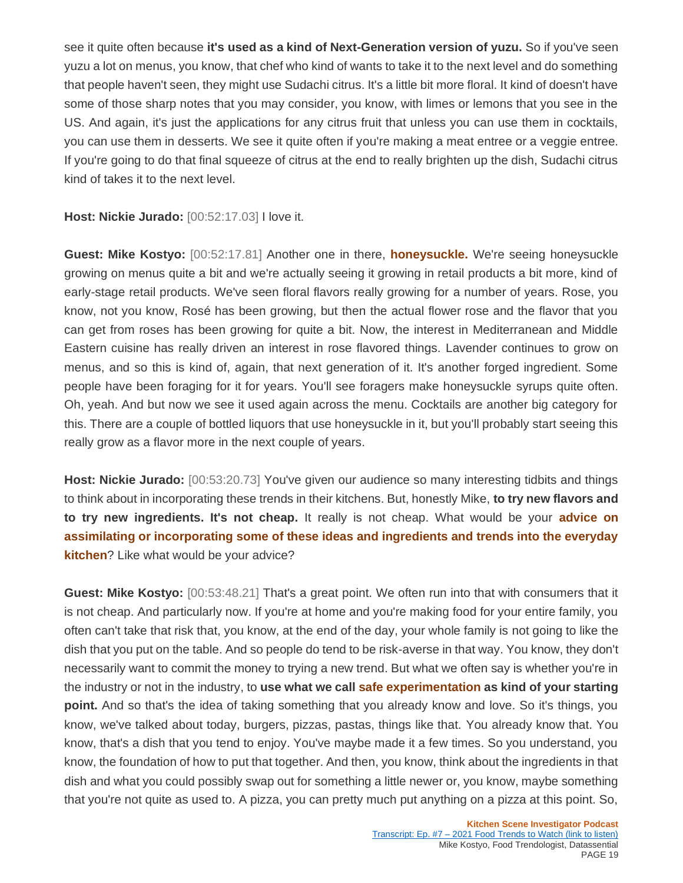see it quite often because **it's used as a kind of Next-Generation version of yuzu.** So if you've seen yuzu a lot on menus, you know, that chef who kind of wants to take it to the next level and do something that people haven't seen, they might use Sudachi citrus. It's a little bit more floral. It kind of doesn't have some of those sharp notes that you may consider, you know, with limes or lemons that you see in the US. And again, it's just the applications for any citrus fruit that unless you can use them in cocktails, you can use them in desserts. We see it quite often if you're making a meat entree or a veggie entree. If you're going to do that final squeeze of citrus at the end to really brighten up the dish, Sudachi citrus kind of takes it to the next level.

**Host: Nickie Jurado:** [00:52:17.03] I love it.

**Guest: Mike Kostyo:** [00:52:17.81] Another one in there, **honeysuckle.** We're seeing honeysuckle growing on menus quite a bit and we're actually seeing it growing in retail products a bit more, kind of early-stage retail products. We've seen floral flavors really growing for a number of years. Rose, you know, not you know, Rosé has been growing, but then the actual flower rose and the flavor that you can get from roses has been growing for quite a bit. Now, the interest in Mediterranean and Middle Eastern cuisine has really driven an interest in rose flavored things. Lavender continues to grow on menus, and so this is kind of, again, that next generation of it. It's another forged ingredient. Some people have been foraging for it for years. You'll see foragers make honeysuckle syrups quite often. Oh, yeah. And but now we see it used again across the menu. Cocktails are another big category for this. There are a couple of bottled liquors that use honeysuckle in it, but you'll probably start seeing this really grow as a flavor more in the next couple of years.

**Host: Nickie Jurado:** [00:53:20.73] You've given our audience so many interesting tidbits and things to think about in incorporating these trends in their kitchens. But, honestly Mike, **to try new flavors and to try new ingredients. It's not cheap.** It really is not cheap. What would be your **advice on assimilating or incorporating some of these ideas and ingredients and trends into the everyday kitchen**? Like what would be your advice?

**Guest: Mike Kostyo:** [00:53:48.21] That's a great point. We often run into that with consumers that it is not cheap. And particularly now. If you're at home and you're making food for your entire family, you often can't take that risk that, you know, at the end of the day, your whole family is not going to like the dish that you put on the table. And so people do tend to be risk-averse in that way. You know, they don't necessarily want to commit the money to trying a new trend. But what we often say is whether you're in the industry or not in the industry, to **use what we call safe experimentation as kind of your starting point.** And so that's the idea of taking something that you already know and love. So it's things, you know, we've talked about today, burgers, pizzas, pastas, things like that. You already know that. You know, that's a dish that you tend to enjoy. You've maybe made it a few times. So you understand, you know, the foundation of how to put that together. And then, you know, think about the ingredients in that dish and what you could possibly swap out for something a little newer or, you know, maybe something that you're not quite as used to. A pizza, you can pretty much put anything on a pizza at this point. So,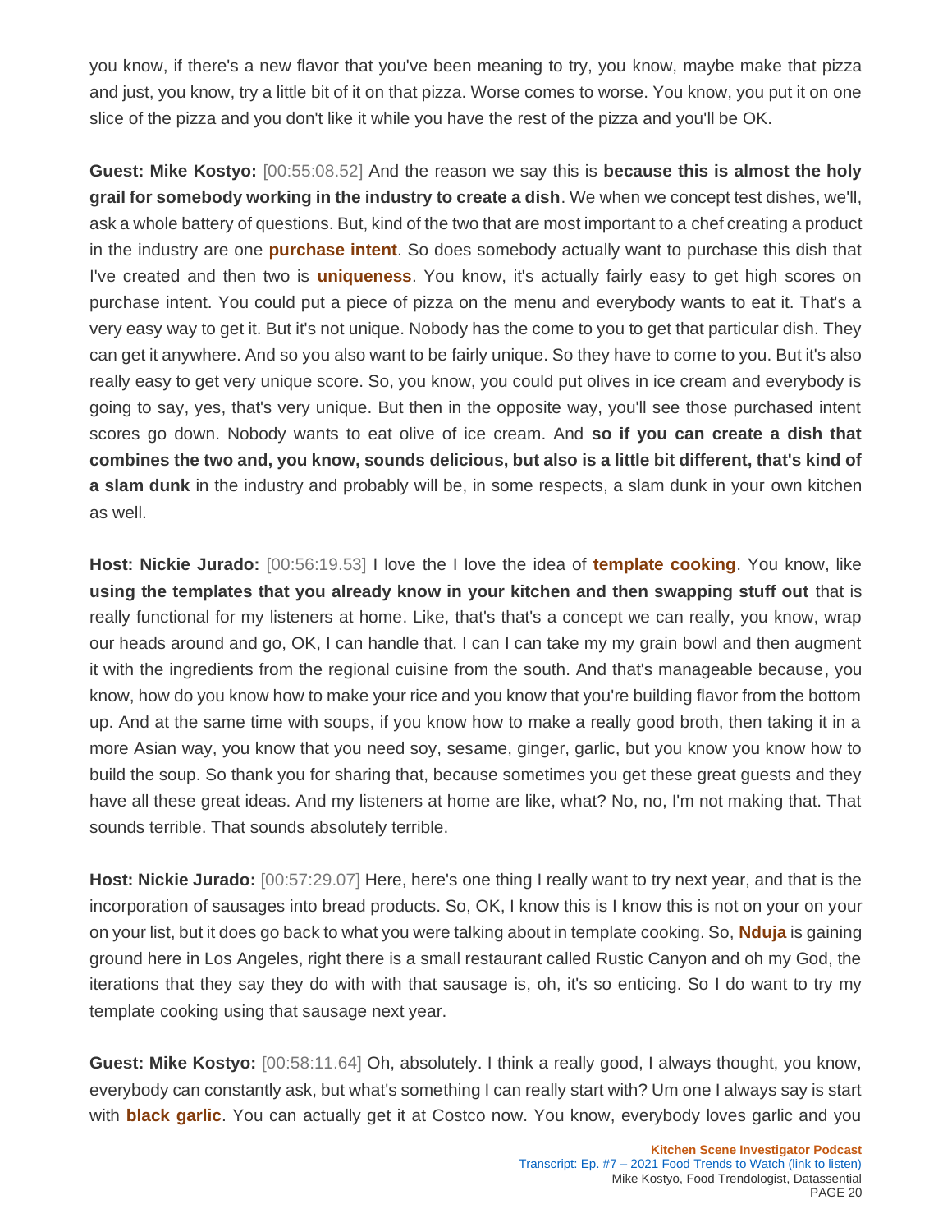you know, if there's a new flavor that you've been meaning to try, you know, maybe make that pizza and just, you know, try a little bit of it on that pizza. Worse comes to worse. You know, you put it on one slice of the pizza and you don't like it while you have the rest of the pizza and you'll be OK.

**Guest: Mike Kostyo:** [00:55:08.52] And the reason we say this is **because this is almost the holy grail for somebody working in the industry to create a dish**. We when we concept test dishes, we'll, ask a whole battery of questions. But, kind of the two that are most important to a chef creating a product in the industry are one **purchase intent**. So does somebody actually want to purchase this dish that I've created and then two is **uniqueness**. You know, it's actually fairly easy to get high scores on purchase intent. You could put a piece of pizza on the menu and everybody wants to eat it. That's a very easy way to get it. But it's not unique. Nobody has the come to you to get that particular dish. They can get it anywhere. And so you also want to be fairly unique. So they have to come to you. But it's also really easy to get very unique score. So, you know, you could put olives in ice cream and everybody is going to say, yes, that's very unique. But then in the opposite way, you'll see those purchased intent scores go down. Nobody wants to eat olive of ice cream. And **so if you can create a dish that combines the two and, you know, sounds delicious, but also is a little bit different, that's kind of a slam dunk** in the industry and probably will be, in some respects, a slam dunk in your own kitchen as well.

**Host: Nickie Jurado:** [00:56:19.53] I love the I love the idea of **template cooking**. You know, like **using the templates that you already know in your kitchen and then swapping stuff out** that is really functional for my listeners at home. Like, that's that's a concept we can really, you know, wrap our heads around and go, OK, I can handle that. I can I can take my my grain bowl and then augment it with the ingredients from the regional cuisine from the south. And that's manageable because, you know, how do you know how to make your rice and you know that you're building flavor from the bottom up. And at the same time with soups, if you know how to make a really good broth, then taking it in a more Asian way, you know that you need soy, sesame, ginger, garlic, but you know you know how to build the soup. So thank you for sharing that, because sometimes you get these great guests and they have all these great ideas. And my listeners at home are like, what? No, no, I'm not making that. That sounds terrible. That sounds absolutely terrible.

**Host: Nickie Jurado:** [00:57:29.07] Here, here's one thing I really want to try next year, and that is the incorporation of sausages into bread products. So, OK, I know this is I know this is not on your on your on your list, but it does go back to what you were talking about in template cooking. So, **Nduja** is gaining ground here in Los Angeles, right there is a small restaurant called Rustic Canyon and oh my God, the iterations that they say they do with with that sausage is, oh, it's so enticing. So I do want to try my template cooking using that sausage next year.

**Guest: Mike Kostyo:** [00:58:11.64] Oh, absolutely. I think a really good, I always thought, you know, everybody can constantly ask, but what's something I can really start with? Um one I always say is start with **black garlic**. You can actually get it at Costco now. You know, everybody loves garlic and you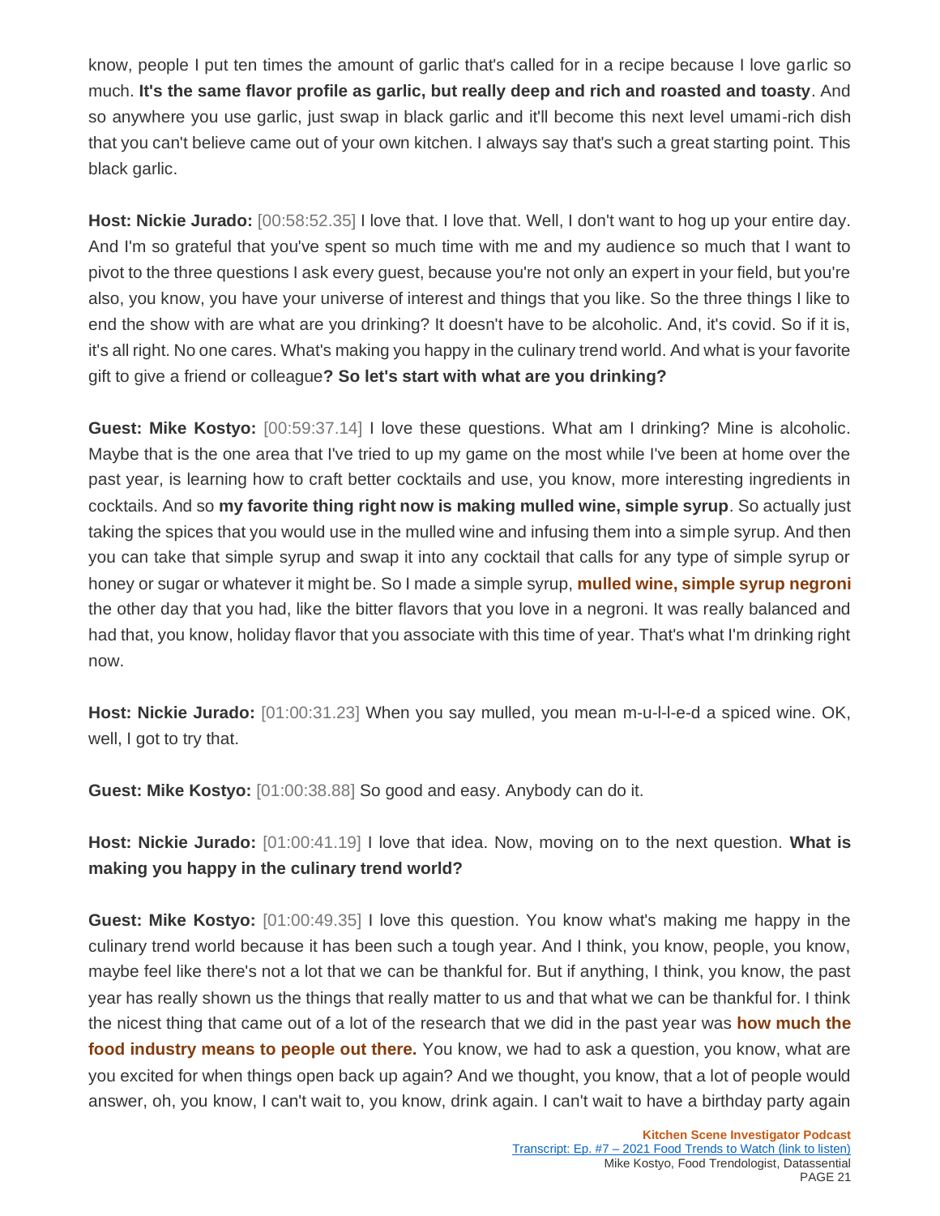know, people I put ten times the amount of garlic that's called for in a recipe because I love garlic so much. **It's the same flavor profile as garlic, but really deep and rich and roasted and toasty**. And so anywhere you use garlic, just swap in black garlic and it'll become this next level umami-rich dish that you can't believe came out of your own kitchen. I always say that's such a great starting point. This black garlic.

**Host: Nickie Jurado:** [00:58:52.35] I love that. I love that. Well, I don't want to hog up your entire day. And I'm so grateful that you've spent so much time with me and my audience so much that I want to pivot to the three questions I ask every guest, because you're not only an expert in your field, but you're also, you know, you have your universe of interest and things that you like. So the three things I like to end the show with are what are you drinking? It doesn't have to be alcoholic. And, it's covid. So if it is, it's all right. No one cares. What's making you happy in the culinary trend world. And what is your favorite gift to give a friend or colleague**? So let's start with what are you drinking?**

**Guest: Mike Kostyo:** [00:59:37.14] I love these questions. What am I drinking? Mine is alcoholic. Maybe that is the one area that I've tried to up my game on the most while I've been at home over the past year, is learning how to craft better cocktails and use, you know, more interesting ingredients in cocktails. And so **my favorite thing right now is making mulled wine, simple syrup**. So actually just taking the spices that you would use in the mulled wine and infusing them into a simple syrup. And then you can take that simple syrup and swap it into any cocktail that calls for any type of simple syrup or honey or sugar or whatever it might be. So I made a simple syrup, **mulled wine, simple syrup negroni** the other day that you had, like the bitter flavors that you love in a negroni. It was really balanced and had that, you know, holiday flavor that you associate with this time of year. That's what I'm drinking right now.

**Host: Nickie Jurado:** [01:00:31.23] When you say mulled, you mean m-u-l-l-e-d a spiced wine. OK, well, I got to try that.

**Guest: Mike Kostyo:** [01:00:38.88] So good and easy. Anybody can do it.

**Host: Nickie Jurado:** [01:00:41.19] I love that idea. Now, moving on to the next question. **What is making you happy in the culinary trend world?**

**Guest: Mike Kostyo:** [01:00:49.35] I love this question. You know what's making me happy in the culinary trend world because it has been such a tough year. And I think, you know, people, you know, maybe feel like there's not a lot that we can be thankful for. But if anything, I think, you know, the past year has really shown us the things that really matter to us and that what we can be thankful for. I think the nicest thing that came out of a lot of the research that we did in the past year was **how much the food industry means to people out there.** You know, we had to ask a question, you know, what are you excited for when things open back up again? And we thought, you know, that a lot of people would answer, oh, you know, I can't wait to, you know, drink again. I can't wait to have a birthday party again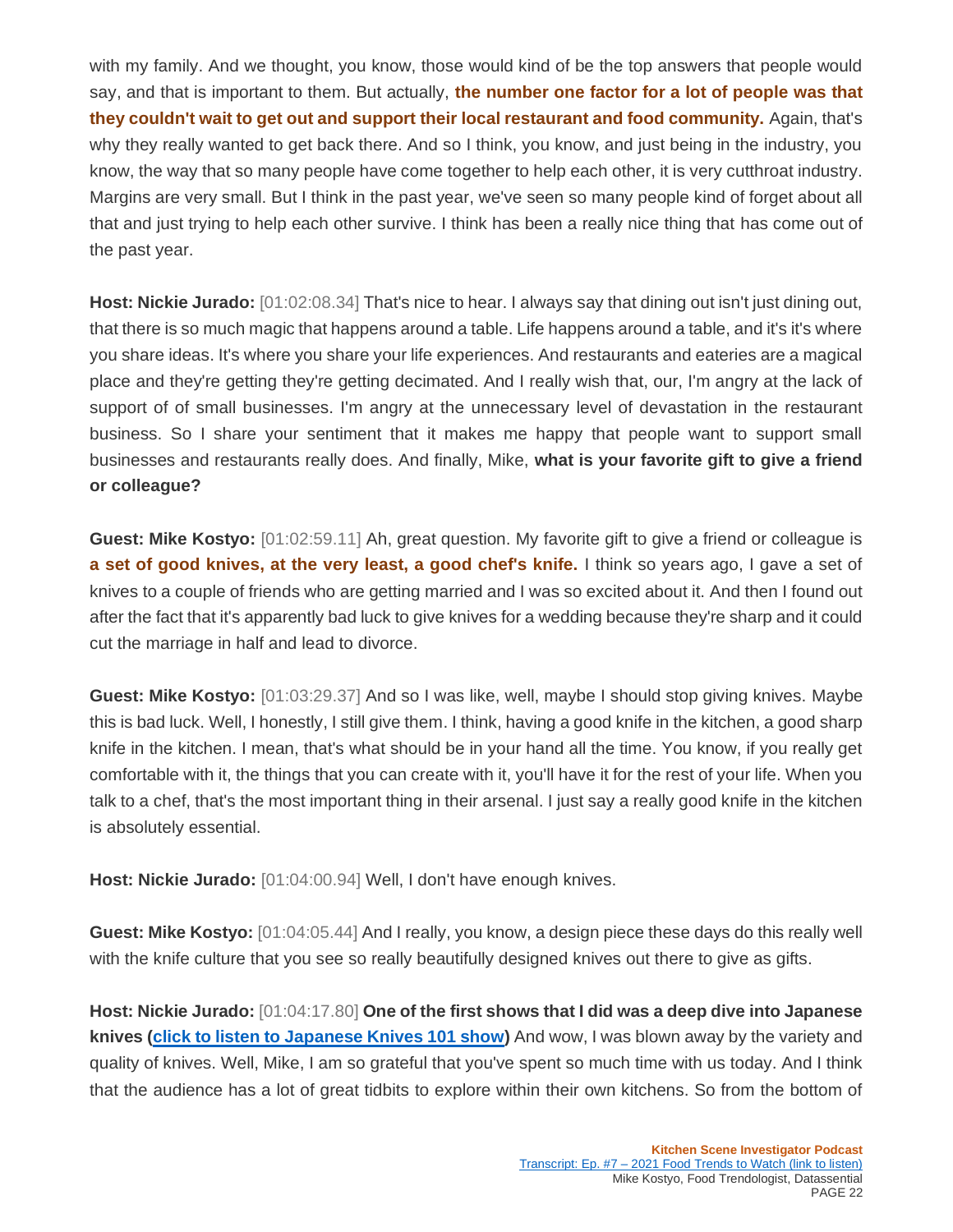with my family. And we thought, you know, those would kind of be the top answers that people would say, and that is important to them. But actually, **the number one factor for a lot of people was that they couldn't wait to get out and support their local restaurant and food community.** Again, that's why they really wanted to get back there. And so I think, you know, and just being in the industry, you know, the way that so many people have come together to help each other, it is very cutthroat industry. Margins are very small. But I think in the past year, we've seen so many people kind of forget about all that and just trying to help each other survive. I think has been a really nice thing that has come out of the past year.

**Host: Nickie Jurado:** [01:02:08.34] That's nice to hear. I always say that dining out isn't just dining out, that there is so much magic that happens around a table. Life happens around a table, and it's it's where you share ideas. It's where you share your life experiences. And restaurants and eateries are a magical place and they're getting they're getting decimated. And I really wish that, our, I'm angry at the lack of support of of small businesses. I'm angry at the unnecessary level of devastation in the restaurant business. So I share your sentiment that it makes me happy that people want to support small businesses and restaurants really does. And finally, Mike, **what is your favorite gift to give a friend or colleague?**

**Guest: Mike Kostyo:** [01:02:59.11] Ah, great question. My favorite gift to give a friend or colleague is **a set of good knives, at the very least, a good chef's knife.** I think so years ago, I gave a set of knives to a couple of friends who are getting married and I was so excited about it. And then I found out after the fact that it's apparently bad luck to give knives for a wedding because they're sharp and it could cut the marriage in half and lead to divorce.

**Guest: Mike Kostyo:** [01:03:29.37] And so I was like, well, maybe I should stop giving knives. Maybe this is bad luck. Well, I honestly, I still give them. I think, having a good knife in the kitchen, a good sharp knife in the kitchen. I mean, that's what should be in your hand all the time. You know, if you really get comfortable with it, the things that you can create with it, you'll have it for the rest of your life. When you talk to a chef, that's the most important thing in their arsenal. I just say a really good knife in the kitchen is absolutely essential.

**Host: Nickie Jurado:** [01:04:00.94] Well, I don't have enough knives.

**Guest: Mike Kostyo:** [01:04:05.44] And I really, you know, a design piece these days do this really well with the knife culture that you see so really beautifully designed knives out there to give as gifts.

**Host: Nickie Jurado:** [01:04:17.80] **One of the first shows that I did was a deep dive into Japanese knives ([click to listen to Japanese Knives 101 show])** And wow, I was blown away by the variety and quality of knives. Well, Mike, I am so grateful that you've spent so much time with us today. And I think that the audience has a lot of great tidbits to explore within their own kitchens. So from the bottom of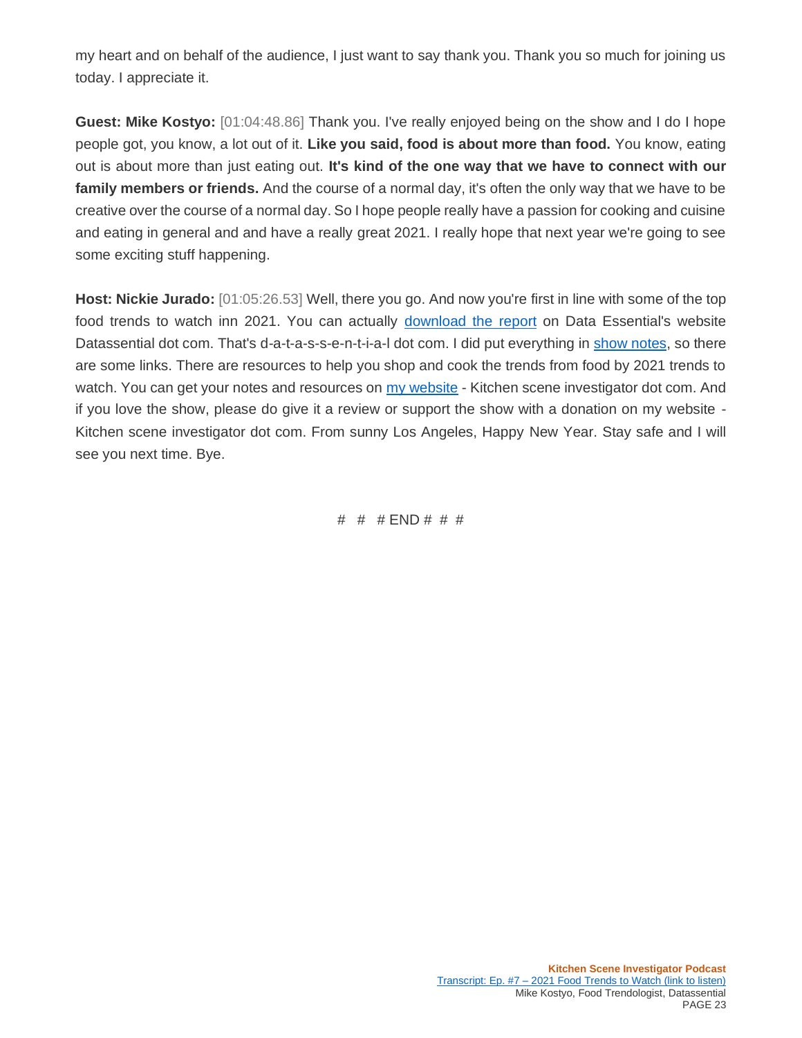my heart and on behalf of the audience, I just want to say thank you. Thank you so much for joining us today. I appreciate it.

**Guest: Mike Kostyo:** [01:04:48.86] Thank you. I've really enjoyed being on the show and I do I hope people got, you know, a lot out of it. **Like you said, food is about more than food.** You know, eating out is about more than just eating out. **It's kind of the one way that we have to connect with our family members or friends.** And the course of a normal day, it's often the only way that we have to be creative over the course of a normal day. So I hope people really have a passion for cooking and cuisine and eating in general and and have a really great 2021. I really hope that next year we're going to see some exciting stuff happening.

**Host: Nickie Jurado:** [01:05:26.53] Well, there you go. And now you're first in line with some of the top food trends to watch inn 2021. You can actually download the report on Data Essential's website Datassential dot com. That's d-a-t-a-s-s-e-n-t-i-a-l dot com. I did put everything in show notes, so there are some links. There are resources to help you shop and cook the trends from food by 2021 trends to watch. You can get your notes and resources on my website - Kitchen scene investigator dot com. And if you love the show, please do give it a review or support the show with a donation on my website - Kitchen scene investigator dot com. From sunny Los Angeles, Happy New Year. Stay safe and I will see you next time. Bye.

# # # END # # #